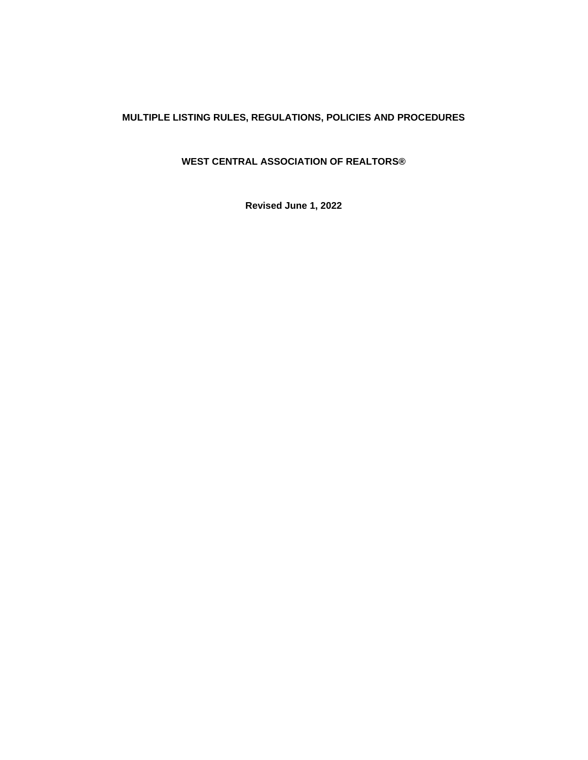# MULTIPLE LISTING RULES, REGULATIONS, POLICIES AND PROCEDURES

## WEST CENTRAL ASSOCIATION OF REALTORS®

**Revised June 1, 2022**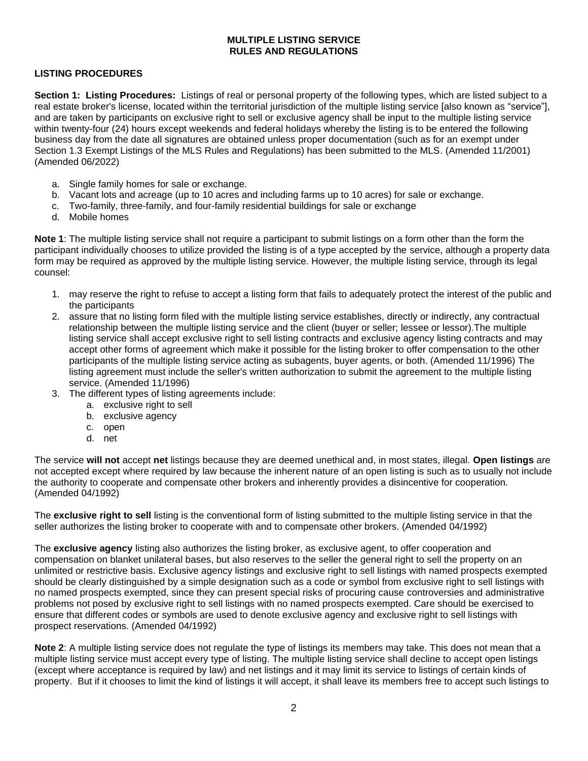# MULTIPLE LISTING SERVICE
# RULES AND REGULATIONS

## LISTING PROCEDURES

**Section 1: Listing Procedures:** Listings of real or personal property of the following types, which are listed subject to a real estate broker's license, located within the territorial jurisdiction of the multiple listing service [also known as "service"], and are taken by participants on exclusive right to sell or exclusive agency shall be input to the multiple listing service within twenty-four (24) hours except weekends and federal holidays whereby the listing is to be entered the following business day from the date all signatures are obtained unless proper documentation (such as for an exempt under Section 1.3 Exempt Listings of the MLS Rules and Regulations) has been submitted to the MLS. (Amended 11/2001) (Amended 06/2022)

a. Single family homes for sale or exchange.
b. Vacant lots and acreage (up to 10 acres and including farms up to 10 acres) for sale or exchange.
c. Two-family, three-family, and four-family residential buildings for sale or exchange
d. Mobile homes

**Note 1**: The multiple listing service shall not require a participant to submit listings on a form other than the form the participant individually chooses to utilize provided the listing is of a type accepted by the service, although a property data form may be required as approved by the multiple listing service. However, the multiple listing service, through its legal counsel:

1. may reserve the right to refuse to accept a listing form that fails to adequately protect the interest of the public and the participants
2. assure that no listing form filed with the multiple listing service establishes, directly or indirectly, any contractual relationship between the multiple listing service and the client (buyer or seller; lessee or lessor).The multiple listing service shall accept exclusive right to sell listing contracts and exclusive agency listing contracts and may accept other forms of agreement which make it possible for the listing broker to offer compensation to the other participants of the multiple listing service acting as subagents, buyer agents, or both. (Amended 11/1996) The listing agreement must include the seller's written authorization to submit the agreement to the multiple listing service. (Amended 11/1996)
3. The different types of listing agreements include:
   a. exclusive right to sell
   b. exclusive agency
   c. open
   d. net

The service **will not** accept **net** listings because they are deemed unethical and, in most states, illegal. **Open listings** are not accepted except where required by law because the inherent nature of an open listing is such as to usually not include the authority to cooperate and compensate other brokers and inherently provides a disincentive for cooperation. (Amended 04/1992)

The **exclusive right to sell** listing is the conventional form of listing submitted to the multiple listing service in that the seller authorizes the listing broker to cooperate with and to compensate other brokers. (Amended 04/1992)

The **exclusive agency** listing also authorizes the listing broker, as exclusive agent, to offer cooperation and compensation on blanket unilateral bases, but also reserves to the seller the general right to sell the property on an unlimited or restrictive basis. Exclusive agency listings and exclusive right to sell listings with named prospects exempted should be clearly distinguished by a simple designation such as a code or symbol from exclusive right to sell listings with no named prospects exempted, since they can present special risks of procuring cause controversies and administrative problems not posed by exclusive right to sell listings with no named prospects exempted. Care should be exercised to ensure that different codes or symbols are used to denote exclusive agency and exclusive right to sell listings with prospect reservations. (Amended 04/1992)

**Note 2**: A multiple listing service does not regulate the type of listings its members may take. This does not mean that a multiple listing service must accept every type of listing. The multiple listing service shall decline to accept open listings (except where acceptance is required by law) and net listings and it may limit its service to listings of certain kinds of property. But if it chooses to limit the kind of listings it will accept, it shall leave its members free to accept such listings to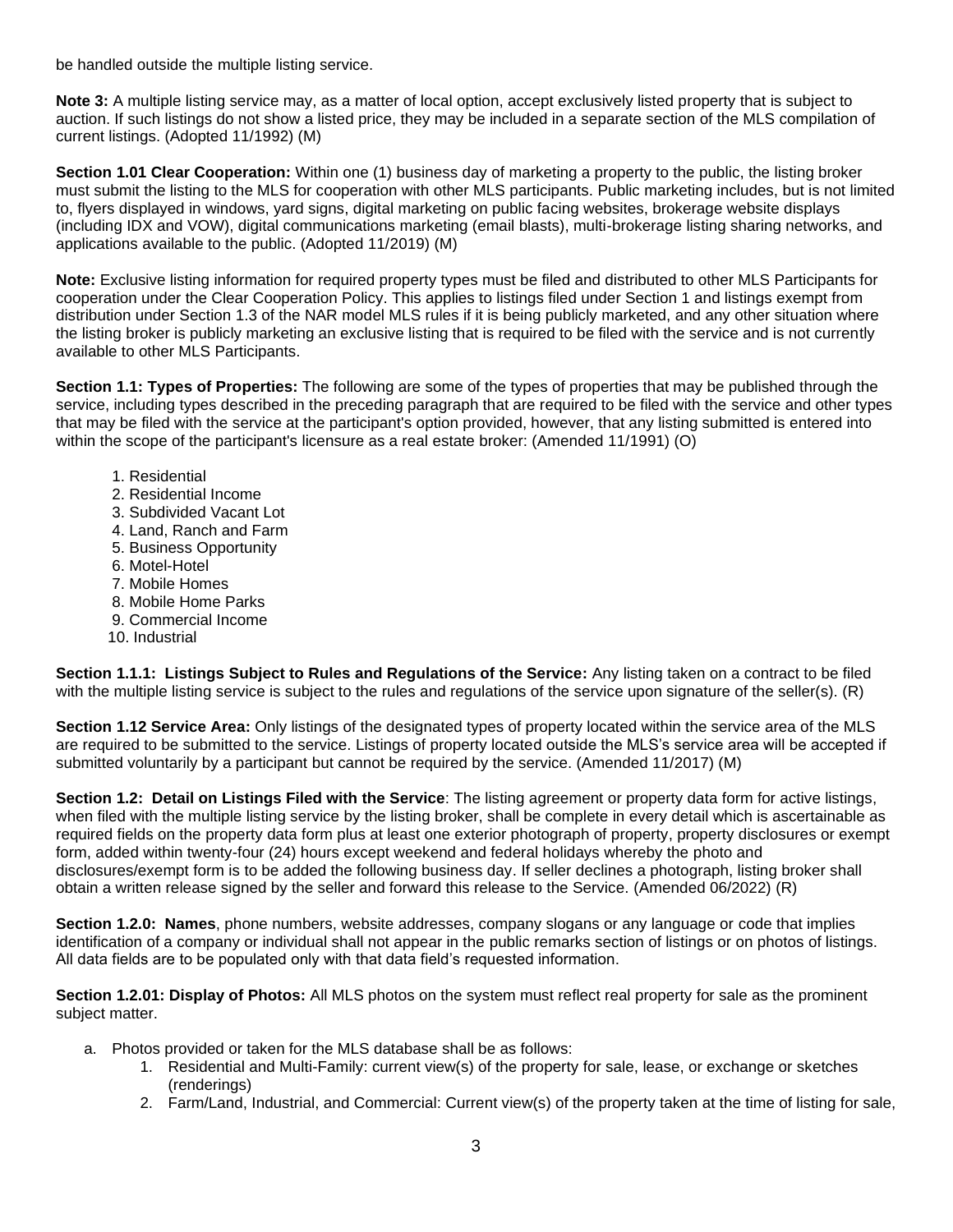be handled outside the multiple listing service.

**Note 3:** A multiple listing service may, as a matter of local option, accept exclusively listed property that is subject to auction. If such listings do not show a listed price, they may be included in a separate section of the MLS compilation of current listings. (Adopted 11/1992) (M)

**Section 1.01 Clear Cooperation:** Within one (1) business day of marketing a property to the public, the listing broker must submit the listing to the MLS for cooperation with other MLS participants. Public marketing includes, but is not limited to, flyers displayed in windows, yard signs, digital marketing on public facing websites, brokerage website displays (including IDX and VOW), digital communications marketing (email blasts), multi-brokerage listing sharing networks, and applications available to the public. (Adopted 11/2019) (M)

**Note:** Exclusive listing information for required property types must be filed and distributed to other MLS Participants for cooperation under the Clear Cooperation Policy. This applies to listings filed under Section 1 and listings exempt from distribution under Section 1.3 of the NAR model MLS rules if it is being publicly marketed, and any other situation where the listing broker is publicly marketing an exclusive listing that is required to be filed with the service and is not currently available to other MLS Participants.

**Section 1.1: Types of Properties:** The following are some of the types of properties that may be published through the service, including types described in the preceding paragraph that are required to be filed with the service and other types that may be filed with the service at the participant's option provided, however, that any listing submitted is entered into within the scope of the participant's licensure as a real estate broker: (Amended 11/1991) (O)

1. Residential
2. Residential Income
3. Subdivided Vacant Lot
4. Land, Ranch and Farm
5. Business Opportunity
6. Motel-Hotel
7. Mobile Homes
8. Mobile Home Parks
9. Commercial Income
10. Industrial

**Section 1.1.1: Listings Subject to Rules and Regulations of the Service:** Any listing taken on a contract to be filed with the multiple listing service is subject to the rules and regulations of the service upon signature of the seller(s). (R)

**Section 1.12 Service Area:** Only listings of the designated types of property located within the service area of the MLS are required to be submitted to the service. Listings of property located outside the MLS's service area will be accepted if submitted voluntarily by a participant but cannot be required by the service. (Amended 11/2017) (M)

**Section 1.2: Detail on Listings Filed with the Service**: The listing agreement or property data form for active listings, when filed with the multiple listing service by the listing broker, shall be complete in every detail which is ascertainable as required fields on the property data form plus at least one exterior photograph of property, property disclosures or exempt form, added within twenty-four (24) hours except weekend and federal holidays whereby the photo and disclosures/exempt form is to be added the following business day. If seller declines a photograph, listing broker shall obtain a written release signed by the seller and forward this release to the Service. (Amended 06/2022) (R)

**Section 1.2.0: Names**, phone numbers, website addresses, company slogans or any language or code that implies identification of a company or individual shall not appear in the public remarks section of listings or on photos of listings. All data fields are to be populated only with that data field's requested information.

**Section 1.2.01: Display of Photos:** All MLS photos on the system must reflect real property for sale as the prominent subject matter.

a. Photos provided or taken for the MLS database shall be as follows:
    1. Residential and Multi-Family: current view(s) of the property for sale, lease, or exchange or sketches (renderings)
    2. Farm/Land, Industrial, and Commercial: Current view(s) of the property taken at the time of listing for sale,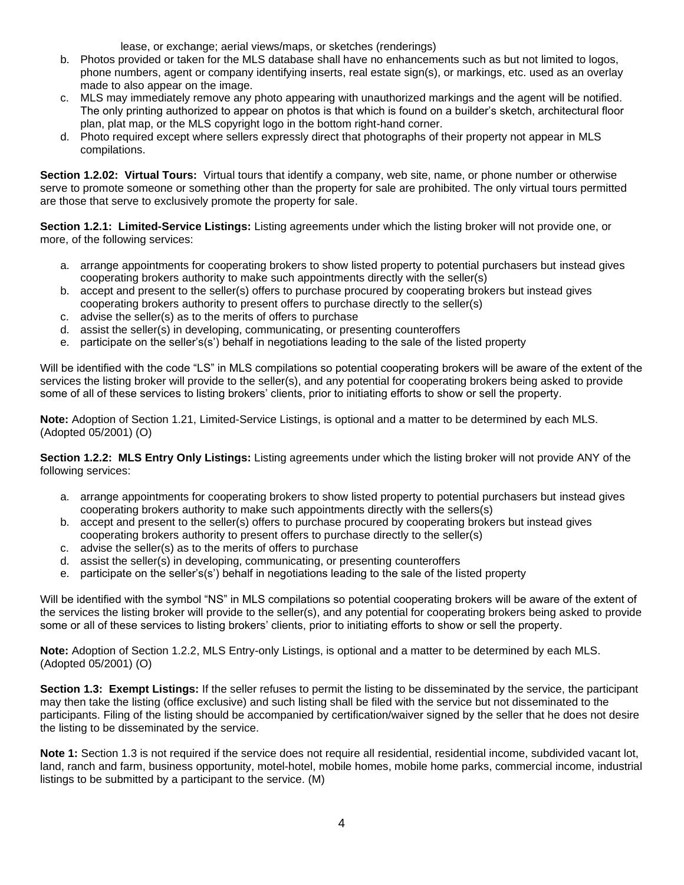lease, or exchange; aerial views/maps, or sketches (renderings)

b. Photos provided or taken for the MLS database shall have no enhancements such as but not limited to logos, phone numbers, agent or company identifying inserts, real estate sign(s), or markings, etc. used as an overlay made to also appear on the image.
c. MLS may immediately remove any photo appearing with unauthorized markings and the agent will be notified. The only printing authorized to appear on photos is that which is found on a builder's sketch, architectural floor plan, plat map, or the MLS copyright logo in the bottom right-hand corner.
d. Photo required except where sellers expressly direct that photographs of their property not appear in MLS compilations.

**Section 1.2.02: Virtual Tours:** Virtual tours that identify a company, web site, name, or phone number or otherwise serve to promote someone or something other than the property for sale are prohibited. The only virtual tours permitted are those that serve to exclusively promote the property for sale.

**Section 1.2.1: Limited-Service Listings:** Listing agreements under which the listing broker will not provide one, or more, of the following services:

a. arrange appointments for cooperating brokers to show listed property to potential purchasers but instead gives cooperating brokers authority to make such appointments directly with the seller(s)
b. accept and present to the seller(s) offers to purchase procured by cooperating brokers but instead gives cooperating brokers authority to present offers to purchase directly to the seller(s)
c. advise the seller(s) as to the merits of offers to purchase
d. assist the seller(s) in developing, communicating, or presenting counteroffers
e. participate on the seller's(s') behalf in negotiations leading to the sale of the listed property

Will be identified with the code "LS" in MLS compilations so potential cooperating brokers will be aware of the extent of the services the listing broker will provide to the seller(s), and any potential for cooperating brokers being asked to provide some of all of these services to listing brokers' clients, prior to initiating efforts to show or sell the property.

**Note:** Adoption of Section 1.21, Limited-Service Listings, is optional and a matter to be determined by each MLS. (Adopted 05/2001) (O)

**Section 1.2.2: MLS Entry Only Listings:** Listing agreements under which the listing broker will not provide ANY of the following services:

a. arrange appointments for cooperating brokers to show listed property to potential purchasers but instead gives cooperating brokers authority to make such appointments directly with the sellers(s)
b. accept and present to the seller(s) offers to purchase procured by cooperating brokers but instead gives cooperating brokers authority to present offers to purchase directly to the seller(s)
c. advise the seller(s) as to the merits of offers to purchase
d. assist the seller(s) in developing, communicating, or presenting counteroffers
e. participate on the seller's(s') behalf in negotiations leading to the sale of the listed property

Will be identified with the symbol "NS" in MLS compilations so potential cooperating brokers will be aware of the extent of the services the listing broker will provide to the seller(s), and any potential for cooperating brokers being asked to provide some or all of these services to listing brokers' clients, prior to initiating efforts to show or sell the property.

**Note:** Adoption of Section 1.2.2, MLS Entry-only Listings, is optional and a matter to be determined by each MLS. (Adopted 05/2001) (O)

**Section 1.3: Exempt Listings:** If the seller refuses to permit the listing to be disseminated by the service, the participant may then take the listing (office exclusive) and such listing shall be filed with the service but not disseminated to the participants. Filing of the listing should be accompanied by certification/waiver signed by the seller that he does not desire the listing to be disseminated by the service.

**Note 1:** Section 1.3 is not required if the service does not require all residential, residential income, subdivided vacant lot, land, ranch and farm, business opportunity, motel-hotel, mobile homes, mobile home parks, commercial income, industrial listings to be submitted by a participant to the service. (M)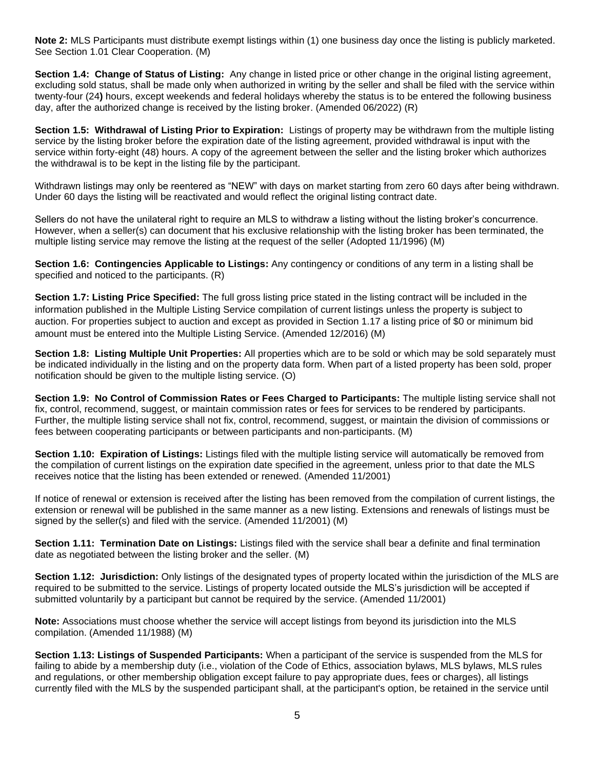**Note 2:** MLS Participants must distribute exempt listings within (1) one business day once the listing is publicly marketed. See Section 1.01 Clear Cooperation. (M)

**Section 1.4: Change of Status of Listing:** Any change in listed price or other change in the original listing agreement, excluding sold status, shall be made only when authorized in writing by the seller and shall be filed with the service within twenty-four (24**)** hours, except weekends and federal holidays whereby the status is to be entered the following business day, after the authorized change is received by the listing broker. (Amended 06/2022) (R)

**Section 1.5: Withdrawal of Listing Prior to Expiration:** Listings of property may be withdrawn from the multiple listing service by the listing broker before the expiration date of the listing agreement, provided withdrawal is input with the service within forty-eight (48) hours. A copy of the agreement between the seller and the listing broker which authorizes the withdrawal is to be kept in the listing file by the participant.

Withdrawn listings may only be reentered as "NEW" with days on market starting from zero 60 days after being withdrawn. Under 60 days the listing will be reactivated and would reflect the original listing contract date.

Sellers do not have the unilateral right to require an MLS to withdraw a listing without the listing broker's concurrence. However, when a seller(s) can document that his exclusive relationship with the listing broker has been terminated, the multiple listing service may remove the listing at the request of the seller (Adopted 11/1996) (M)

**Section 1.6: Contingencies Applicable to Listings:** Any contingency or conditions of any term in a listing shall be specified and noticed to the participants. (R)

**Section 1.7: Listing Price Specified:** The full gross listing price stated in the listing contract will be included in the information published in the Multiple Listing Service compilation of current listings unless the property is subject to auction. For properties subject to auction and except as provided in Section 1.17 a listing price of $0 or minimum bid amount must be entered into the Multiple Listing Service. (Amended 12/2016) (M)

**Section 1.8: Listing Multiple Unit Properties:** All properties which are to be sold or which may be sold separately must be indicated individually in the listing and on the property data form. When part of a listed property has been sold, proper notification should be given to the multiple listing service. (O)

**Section 1.9: No Control of Commission Rates or Fees Charged to Participants:** The multiple listing service shall not fix, control, recommend, suggest, or maintain commission rates or fees for services to be rendered by participants. Further, the multiple listing service shall not fix, control, recommend, suggest, or maintain the division of commissions or fees between cooperating participants or between participants and non-participants. (M)

**Section 1.10: Expiration of Listings:** Listings filed with the multiple listing service will automatically be removed from the compilation of current listings on the expiration date specified in the agreement, unless prior to that date the MLS receives notice that the listing has been extended or renewed. (Amended 11/2001)

If notice of renewal or extension is received after the listing has been removed from the compilation of current listings, the extension or renewal will be published in the same manner as a new listing. Extensions and renewals of listings must be signed by the seller(s) and filed with the service. (Amended 11/2001) (M)

**Section 1.11: Termination Date on Listings:** Listings filed with the service shall bear a definite and final termination date as negotiated between the listing broker and the seller. (M)

**Section 1.12: Jurisdiction:** Only listings of the designated types of property located within the jurisdiction of the MLS are required to be submitted to the service. Listings of property located outside the MLS's jurisdiction will be accepted if submitted voluntarily by a participant but cannot be required by the service. (Amended 11/2001)

**Note:** Associations must choose whether the service will accept listings from beyond its jurisdiction into the MLS compilation. (Amended 11/1988) (M)

**Section 1.13: Listings of Suspended Participants:** When a participant of the service is suspended from the MLS for failing to abide by a membership duty (i.e., violation of the Code of Ethics, association bylaws, MLS bylaws, MLS rules and regulations, or other membership obligation except failure to pay appropriate dues, fees or charges), all listings currently filed with the MLS by the suspended participant shall, at the participant's option, be retained in the service until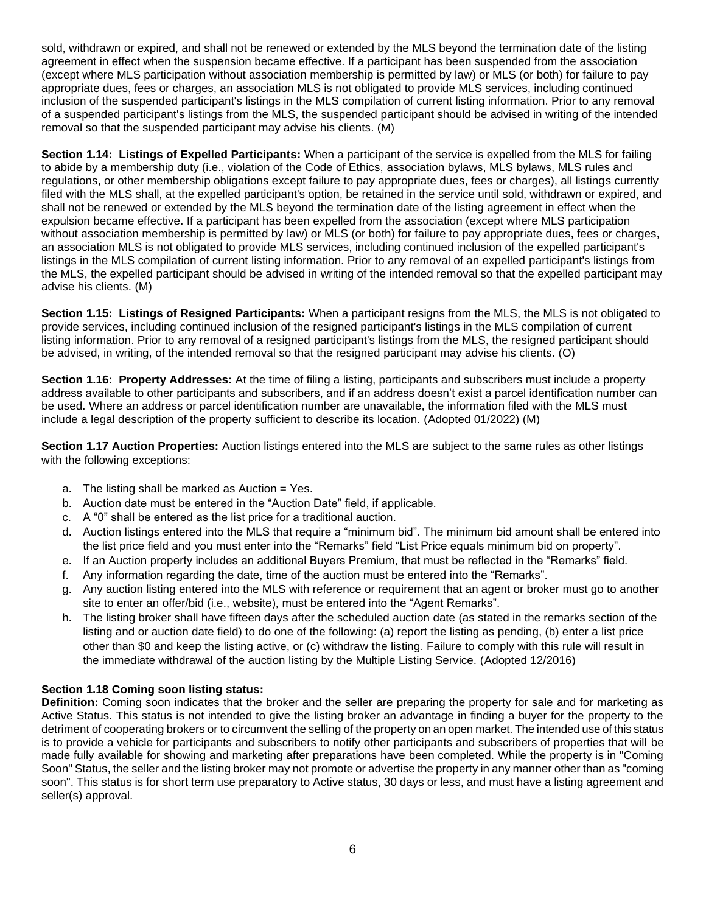sold, withdrawn or expired, and shall not be renewed or extended by the MLS beyond the termination date of the listing agreement in effect when the suspension became effective. If a participant has been suspended from the association (except where MLS participation without association membership is permitted by law) or MLS (or both) for failure to pay appropriate dues, fees or charges, an association MLS is not obligated to provide MLS services, including continued inclusion of the suspended participant's listings in the MLS compilation of current listing information. Prior to any removal of a suspended participant's listings from the MLS, the suspended participant should be advised in writing of the intended removal so that the suspended participant may advise his clients. (M)

**Section 1.14: Listings of Expelled Participants:** When a participant of the service is expelled from the MLS for failing to abide by a membership duty (i.e., violation of the Code of Ethics, association bylaws, MLS bylaws, MLS rules and regulations, or other membership obligations except failure to pay appropriate dues, fees or charges), all listings currently filed with the MLS shall, at the expelled participant's option, be retained in the service until sold, withdrawn or expired, and shall not be renewed or extended by the MLS beyond the termination date of the listing agreement in effect when the expulsion became effective. If a participant has been expelled from the association (except where MLS participation without association membership is permitted by law) or MLS (or both) for failure to pay appropriate dues, fees or charges, an association MLS is not obligated to provide MLS services, including continued inclusion of the expelled participant's listings in the MLS compilation of current listing information. Prior to any removal of an expelled participant's listings from the MLS, the expelled participant should be advised in writing of the intended removal so that the expelled participant may advise his clients. (M)

**Section 1.15: Listings of Resigned Participants:** When a participant resigns from the MLS, the MLS is not obligated to provide services, including continued inclusion of the resigned participant's listings in the MLS compilation of current listing information. Prior to any removal of a resigned participant's listings from the MLS, the resigned participant should be advised, in writing, of the intended removal so that the resigned participant may advise his clients. (O)

**Section 1.16: Property Addresses:** At the time of filing a listing, participants and subscribers must include a property address available to other participants and subscribers, and if an address doesn't exist a parcel identification number can be used. Where an address or parcel identification number are unavailable, the information filed with the MLS must include a legal description of the property sufficient to describe its location. (Adopted 01/2022) (M)

**Section 1.17 Auction Properties:** Auction listings entered into the MLS are subject to the same rules as other listings with the following exceptions:

a. The listing shall be marked as Auction = Yes.
b. Auction date must be entered in the "Auction Date" field, if applicable.
c. A "0" shall be entered as the list price for a traditional auction.
d. Auction listings entered into the MLS that require a "minimum bid". The minimum bid amount shall be entered into the list price field and you must enter into the "Remarks" field "List Price equals minimum bid on property".
e. If an Auction property includes an additional Buyers Premium, that must be reflected in the "Remarks" field.
f. Any information regarding the date, time of the auction must be entered into the "Remarks".
g. Any auction listing entered into the MLS with reference or requirement that an agent or broker must go to another site to enter an offer/bid (i.e., website), must be entered into the "Agent Remarks".
h. The listing broker shall have fifteen days after the scheduled auction date (as stated in the remarks section of the listing and or auction date field) to do one of the following: (a) report the listing as pending, (b) enter a list price other than $0 and keep the listing active, or (c) withdraw the listing. Failure to comply with this rule will result in the immediate withdrawal of the auction listing by the Multiple Listing Service. (Adopted 12/2016)

**Section 1.18 Coming soon listing status:**

**Definition:** Coming soon indicates that the broker and the seller are preparing the property for sale and for marketing as Active Status. This status is not intended to give the listing broker an advantage in finding a buyer for the property to the detriment of cooperating brokers or to circumvent the selling of the property on an open market. The intended use of this status is to provide a vehicle for participants and subscribers to notify other participants and subscribers of properties that will be made fully available for showing and marketing after preparations have been completed. While the property is in "Coming Soon" Status, the seller and the listing broker may not promote or advertise the property in any manner other than as "coming soon". This status is for short term use preparatory to Active status, 30 days or less, and must have a listing agreement and seller(s) approval.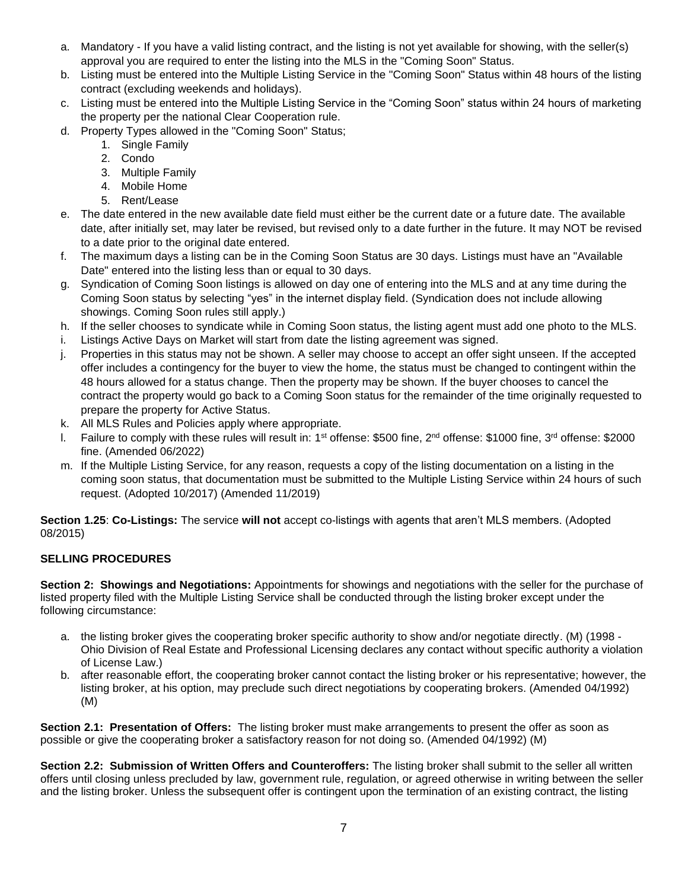a. Mandatory - If you have a valid listing contract, and the listing is not yet available for showing, with the seller(s) approval you are required to enter the listing into the MLS in the "Coming Soon" Status.
b. Listing must be entered into the Multiple Listing Service in the "Coming Soon" Status within 48 hours of the listing contract (excluding weekends and holidays).
c. Listing must be entered into the Multiple Listing Service in the "Coming Soon" status within 24 hours of marketing the property per the national Clear Cooperation rule.
d. Property Types allowed in the "Coming Soon" Status;
    1. Single Family
    2. Condo
    3. Multiple Family
    4. Mobile Home
    5. Rent/Lease
e. The date entered in the new available date field must either be the current date or a future date. The available date, after initially set, may later be revised, but revised only to a date further in the future. It may NOT be revised to a date prior to the original date entered.
f. The maximum days a listing can be in the Coming Soon Status are 30 days. Listings must have an "Available Date" entered into the listing less than or equal to 30 days.
g. Syndication of Coming Soon listings is allowed on day one of entering into the MLS and at any time during the Coming Soon status by selecting "yes" in the internet display field. (Syndication does not include allowing showings. Coming Soon rules still apply.)
h. If the seller chooses to syndicate while in Coming Soon status, the listing agent must add one photo to the MLS.
i. Listings Active Days on Market will start from date the listing agreement was signed.
j. Properties in this status may not be shown. A seller may choose to accept an offer sight unseen. If the accepted offer includes a contingency for the buyer to view the home, the status must be changed to contingent within the 48 hours allowed for a status change. Then the property may be shown. If the buyer chooses to cancel the contract the property would go back to a Coming Soon status for the remainder of the time originally requested to prepare the property for Active Status.
k. All MLS Rules and Policies apply where appropriate.
l. Failure to comply with these rules will result in: 1st offense: $500 fine, 2nd offense: $1000 fine, 3rd offense: $2000 fine. (Amended 06/2022)
m. If the Multiple Listing Service, for any reason, requests a copy of the listing documentation on a listing in the coming soon status, that documentation must be submitted to the Multiple Listing Service within 24 hours of such request. (Adopted 10/2017) (Amended 11/2019)

**Section 1.25**: **Co-Listings:** The service **will not** accept co-listings with agents that aren't MLS members. (Adopted 08/2015)

## SELLING PROCEDURES

**Section 2: Showings and Negotiations:** Appointments for showings and negotiations with the seller for the purchase of listed property filed with the Multiple Listing Service shall be conducted through the listing broker except under the following circumstance:

a. the listing broker gives the cooperating broker specific authority to show and/or negotiate directly. (M) (1998 - Ohio Division of Real Estate and Professional Licensing declares any contact without specific authority a violation of License Law.)
b. after reasonable effort, the cooperating broker cannot contact the listing broker or his representative; however, the listing broker, at his option, may preclude such direct negotiations by cooperating brokers. (Amended 04/1992) (M)

**Section 2.1: Presentation of Offers:** The listing broker must make arrangements to present the offer as soon as possible or give the cooperating broker a satisfactory reason for not doing so. (Amended 04/1992) (M)

**Section 2.2: Submission of Written Offers and Counteroffers:** The listing broker shall submit to the seller all written offers until closing unless precluded by law, government rule, regulation, or agreed otherwise in writing between the seller and the listing broker. Unless the subsequent offer is contingent upon the termination of an existing contract, the listing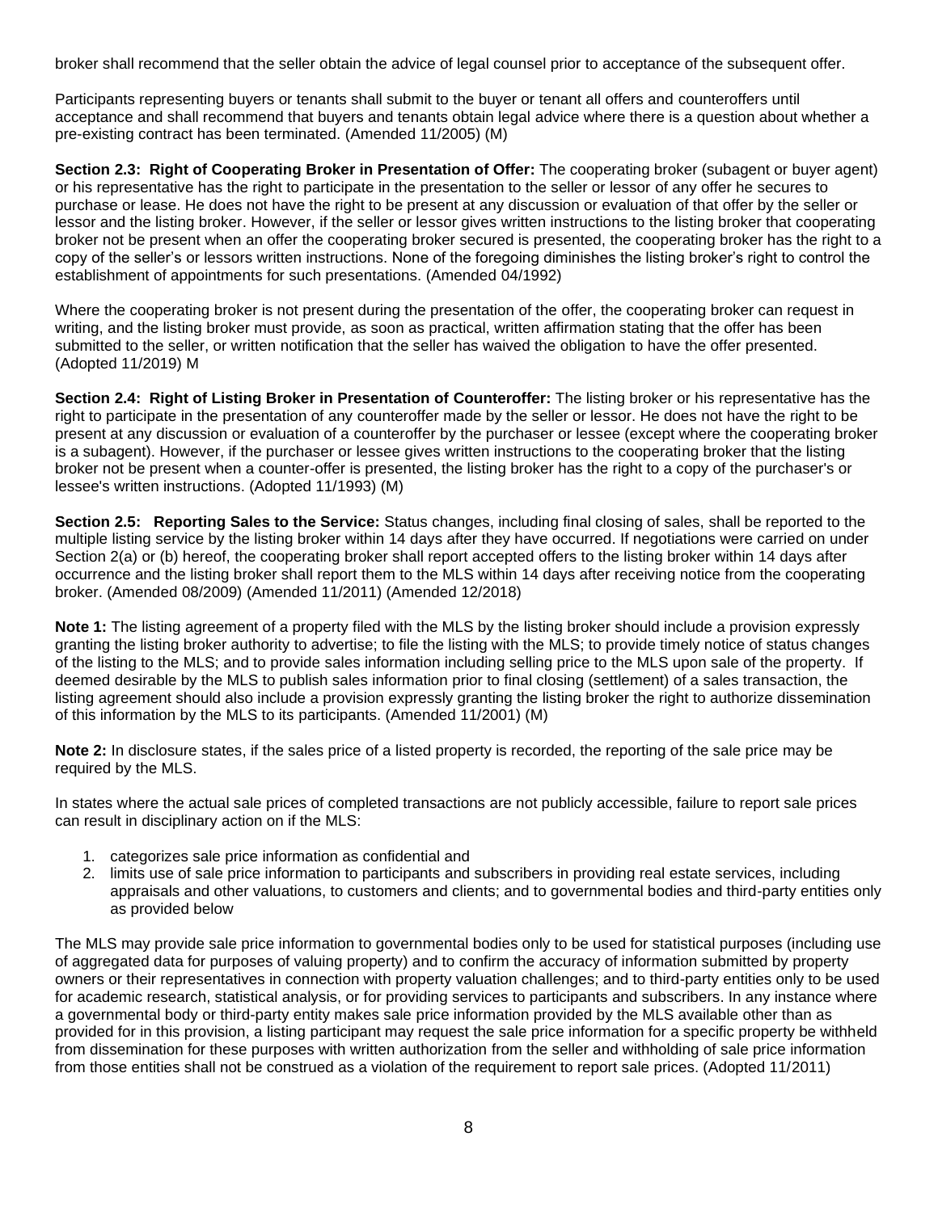broker shall recommend that the seller obtain the advice of legal counsel prior to acceptance of the subsequent offer.

Participants representing buyers or tenants shall submit to the buyer or tenant all offers and counteroffers until acceptance and shall recommend that buyers and tenants obtain legal advice where there is a question about whether a pre-existing contract has been terminated. (Amended 11/2005) (M)

**Section 2.3: Right of Cooperating Broker in Presentation of Offer:** The cooperating broker (subagent or buyer agent) or his representative has the right to participate in the presentation to the seller or lessor of any offer he secures to purchase or lease. He does not have the right to be present at any discussion or evaluation of that offer by the seller or lessor and the listing broker. However, if the seller or lessor gives written instructions to the listing broker that cooperating broker not be present when an offer the cooperating broker secured is presented, the cooperating broker has the right to a copy of the seller's or lessors written instructions. None of the foregoing diminishes the listing broker's right to control the establishment of appointments for such presentations. (Amended 04/1992)

Where the cooperating broker is not present during the presentation of the offer, the cooperating broker can request in writing, and the listing broker must provide, as soon as practical, written affirmation stating that the offer has been submitted to the seller, or written notification that the seller has waived the obligation to have the offer presented. (Adopted 11/2019) M

**Section 2.4: Right of Listing Broker in Presentation of Counteroffer:** The listing broker or his representative has the right to participate in the presentation of any counteroffer made by the seller or lessor. He does not have the right to be present at any discussion or evaluation of a counteroffer by the purchaser or lessee (except where the cooperating broker is a subagent). However, if the purchaser or lessee gives written instructions to the cooperating broker that the listing broker not be present when a counter-offer is presented, the listing broker has the right to a copy of the purchaser's or lessee's written instructions. (Adopted 11/1993) (M)

**Section 2.5: Reporting Sales to the Service:** Status changes, including final closing of sales, shall be reported to the multiple listing service by the listing broker within 14 days after they have occurred. If negotiations were carried on under Section 2(a) or (b) hereof, the cooperating broker shall report accepted offers to the listing broker within 14 days after occurrence and the listing broker shall report them to the MLS within 14 days after receiving notice from the cooperating broker. (Amended 08/2009) (Amended 11/2011) (Amended 12/2018)

**Note 1:** The listing agreement of a property filed with the MLS by the listing broker should include a provision expressly granting the listing broker authority to advertise; to file the listing with the MLS; to provide timely notice of status changes of the listing to the MLS; and to provide sales information including selling price to the MLS upon sale of the property. If deemed desirable by the MLS to publish sales information prior to final closing (settlement) of a sales transaction, the listing agreement should also include a provision expressly granting the listing broker the right to authorize dissemination of this information by the MLS to its participants. (Amended 11/2001) (M)

**Note 2:** In disclosure states, if the sales price of a listed property is recorded, the reporting of the sale price may be required by the MLS.

In states where the actual sale prices of completed transactions are not publicly accessible, failure to report sale prices can result in disciplinary action on if the MLS:

1. categorizes sale price information as confidential and
2. limits use of sale price information to participants and subscribers in providing real estate services, including appraisals and other valuations, to customers and clients; and to governmental bodies and third-party entities only as provided below

The MLS may provide sale price information to governmental bodies only to be used for statistical purposes (including use of aggregated data for purposes of valuing property) and to confirm the accuracy of information submitted by property owners or their representatives in connection with property valuation challenges; and to third-party entities only to be used for academic research, statistical analysis, or for providing services to participants and subscribers. In any instance where a governmental body or third-party entity makes sale price information provided by the MLS available other than as provided for in this provision, a listing participant may request the sale price information for a specific property be withheld from dissemination for these purposes with written authorization from the seller and withholding of sale price information from those entities shall not be construed as a violation of the requirement to report sale prices. (Adopted 11/2011)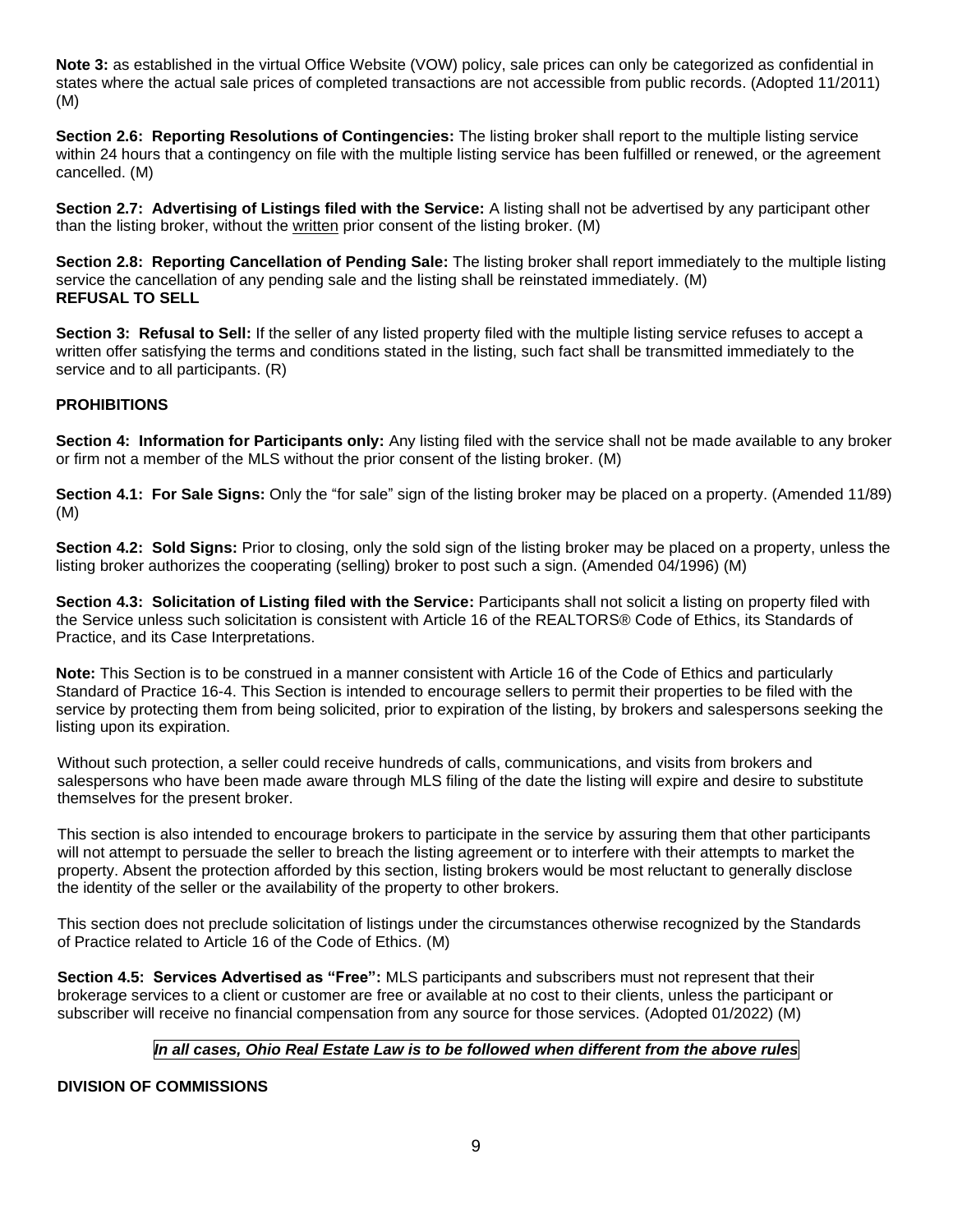**Note 3:** as established in the virtual Office Website (VOW) policy, sale prices can only be categorized as confidential in states where the actual sale prices of completed transactions are not accessible from public records. (Adopted 11/2011) (M)

**Section 2.6: Reporting Resolutions of Contingencies:** The listing broker shall report to the multiple listing service within 24 hours that a contingency on file with the multiple listing service has been fulfilled or renewed, or the agreement cancelled. (M)

**Section 2.7: Advertising of Listings filed with the Service:** A listing shall not be advertised by any participant other than the listing broker, without the written prior consent of the listing broker. (M)

**Section 2.8: Reporting Cancellation of Pending Sale:** The listing broker shall report immediately to the multiple listing service the cancellation of any pending sale and the listing shall be reinstated immediately. (M)

**REFUSAL TO SELL**

**Section 3: Refusal to Sell:** If the seller of any listed property filed with the multiple listing service refuses to accept a written offer satisfying the terms and conditions stated in the listing, such fact shall be transmitted immediately to the service and to all participants. (R)

**PROHIBITIONS**

**Section 4: Information for Participants only:** Any listing filed with the service shall not be made available to any broker or firm not a member of the MLS without the prior consent of the listing broker. (M)

**Section 4.1: For Sale Signs:** Only the "for sale" sign of the listing broker may be placed on a property. (Amended 11/89) (M)

**Section 4.2: Sold Signs:** Prior to closing, only the sold sign of the listing broker may be placed on a property, unless the listing broker authorizes the cooperating (selling) broker to post such a sign. (Amended 04/1996) (M)

**Section 4.3: Solicitation of Listing filed with the Service:** Participants shall not solicit a listing on property filed with the Service unless such solicitation is consistent with Article 16 of the REALTORS® Code of Ethics, its Standards of Practice, and its Case Interpretations.

**Note:** This Section is to be construed in a manner consistent with Article 16 of the Code of Ethics and particularly Standard of Practice 16-4. This Section is intended to encourage sellers to permit their properties to be filed with the service by protecting them from being solicited, prior to expiration of the listing, by brokers and salespersons seeking the listing upon its expiration.

Without such protection, a seller could receive hundreds of calls, communications, and visits from brokers and salespersons who have been made aware through MLS filing of the date the listing will expire and desire to substitute themselves for the present broker.

This section is also intended to encourage brokers to participate in the service by assuring them that other participants will not attempt to persuade the seller to breach the listing agreement or to interfere with their attempts to market the property. Absent the protection afforded by this section, listing brokers would be most reluctant to generally disclose the identity of the seller or the availability of the property to other brokers.

This section does not preclude solicitation of listings under the circumstances otherwise recognized by the Standards of Practice related to Article 16 of the Code of Ethics. (M)

**Section 4.5: Services Advertised as "Free":** MLS participants and subscribers must not represent that their brokerage services to a client or customer are free or available at no cost to their clients, unless the participant or subscriber will receive no financial compensation from any source for those services. (Adopted 01/2022) (M)

***In all cases, Ohio Real Estate Law is to be followed when different from the above rules***

**DIVISION OF COMMISSIONS**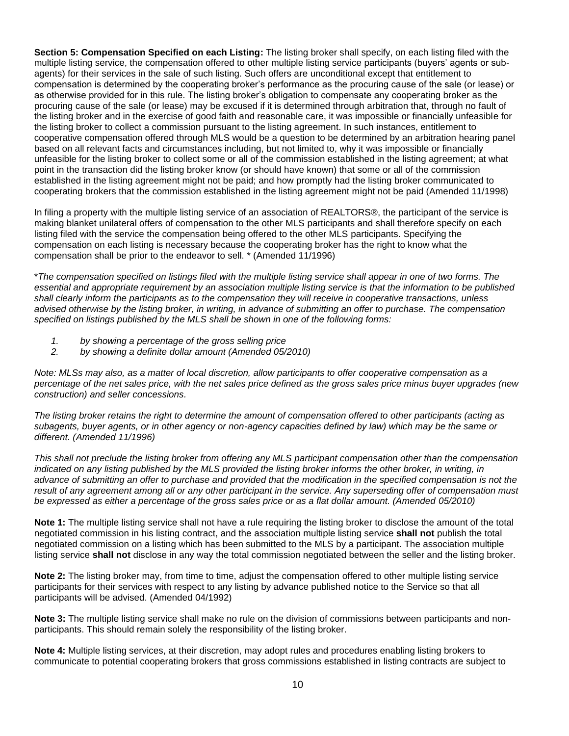**Section 5: Compensation Specified on each Listing:** The listing broker shall specify, on each listing filed with the multiple listing service, the compensation offered to other multiple listing service participants (buyers' agents or sub-agents) for their services in the sale of such listing. Such offers are unconditional except that entitlement to compensation is determined by the cooperating broker's performance as the procuring cause of the sale (or lease) or as otherwise provided for in this rule. The listing broker's obligation to compensate any cooperating broker as the procuring cause of the sale (or lease) may be excused if it is determined through arbitration that, through no fault of the listing broker and in the exercise of good faith and reasonable care, it was impossible or financially unfeasible for the listing broker to collect a commission pursuant to the listing agreement. In such instances, entitlement to cooperative compensation offered through MLS would be a question to be determined by an arbitration hearing panel based on all relevant facts and circumstances including, but not limited to, why it was impossible or financially unfeasible for the listing broker to collect some or all of the commission established in the listing agreement; at what point in the transaction did the listing broker know (or should have known) that some or all of the commission established in the listing agreement might not be paid; and how promptly had the listing broker communicated to cooperating brokers that the commission established in the listing agreement might not be paid (Amended 11/1998)

In filing a property with the multiple listing service of an association of REALTORS®, the participant of the service is making blanket unilateral offers of compensation to the other MLS participants and shall therefore specify on each listing filed with the service the compensation being offered to the other MLS participants. Specifying the compensation on each listing is necessary because the cooperating broker has the right to know what the compensation shall be prior to the endeavor to sell. * (Amended 11/1996)

**The compensation specified on listings filed with the multiple listing service shall appear in one of two forms. The essential and appropriate requirement by an association multiple listing service is that the information to be published shall clearly inform the participants as to the compensation they will receive in cooperative transactions, unless advised otherwise by the listing broker, in writing, in advance of submitting an offer to purchase. The compensation specified on listings published by the MLS shall be shown in one of the following forms:*

1. *by showing a percentage of the gross selling price*
2. *by showing a definite dollar amount (Amended 05/2010)*

*Note: MLSs may also, as a matter of local discretion, allow participants to offer cooperative compensation as a percentage of the net sales price, with the net sales price defined as the gross sales price minus buyer upgrades (new construction) and seller concessions.*

*The listing broker retains the right to determine the amount of compensation offered to other participants (acting as subagents, buyer agents, or in other agency or non-agency capacities defined by law) which may be the same or different. (Amended 11/1996)*

*This shall not preclude the listing broker from offering any MLS participant compensation other than the compensation indicated on any listing published by the MLS provided the listing broker informs the other broker, in writing, in advance of submitting an offer to purchase and provided that the modification in the specified compensation is not the result of any agreement among all or any other participant in the service. Any superseding offer of compensation must be expressed as either a percentage of the gross sales price or as a flat dollar amount. (Amended 05/2010)*

**Note 1:** The multiple listing service shall not have a rule requiring the listing broker to disclose the amount of the total negotiated commission in his listing contract, and the association multiple listing service **shall not** publish the total negotiated commission on a listing which has been submitted to the MLS by a participant. The association multiple listing service **shall not** disclose in any way the total commission negotiated between the seller and the listing broker.

**Note 2:** The listing broker may, from time to time, adjust the compensation offered to other multiple listing service participants for their services with respect to any listing by advance published notice to the Service so that all participants will be advised. (Amended 04/1992)

**Note 3:** The multiple listing service shall make no rule on the division of commissions between participants and non-participants. This should remain solely the responsibility of the listing broker.

**Note 4:** Multiple listing services, at their discretion, may adopt rules and procedures enabling listing brokers to communicate to potential cooperating brokers that gross commissions established in listing contracts are subject to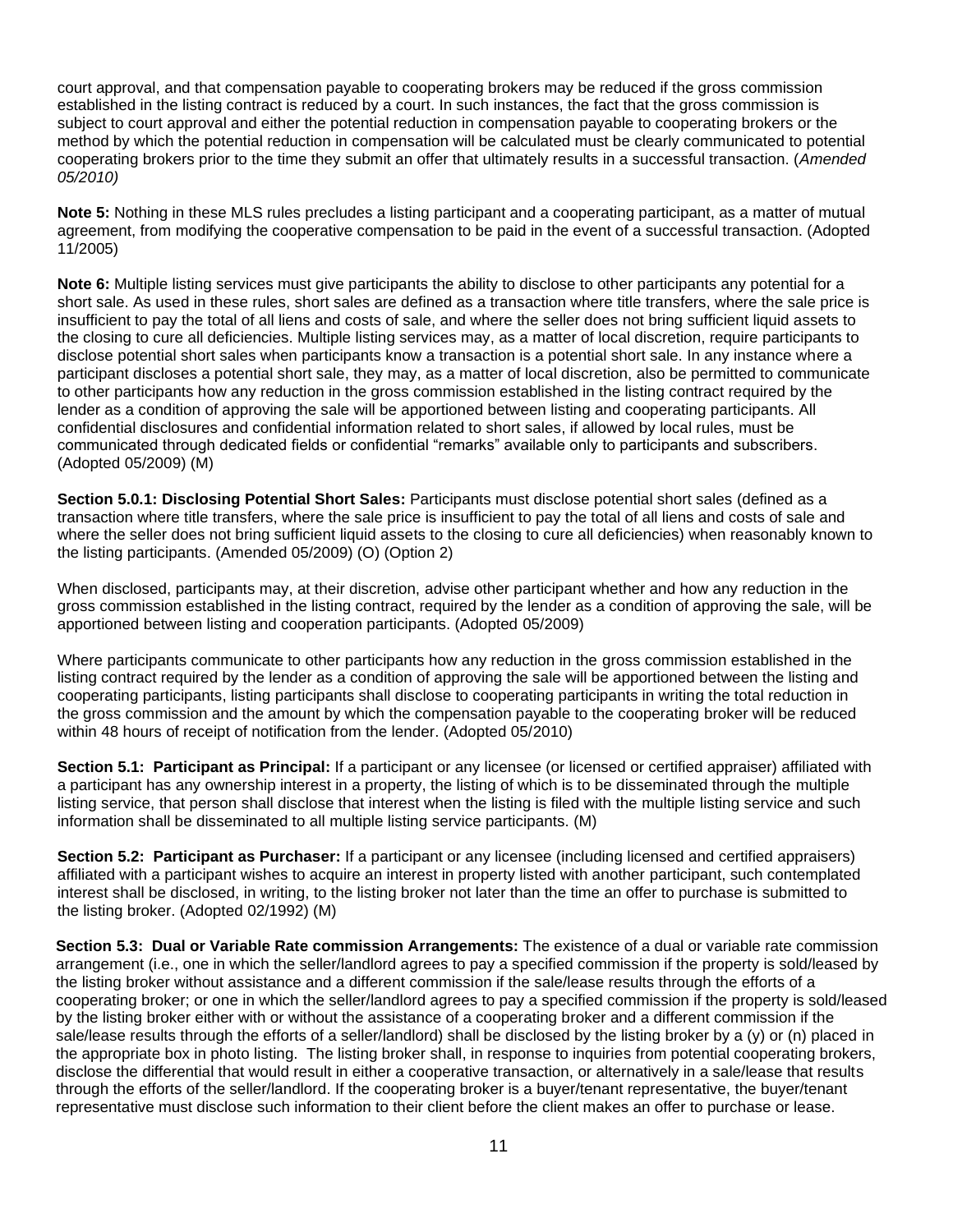court approval, and that compensation payable to cooperating brokers may be reduced if the gross commission established in the listing contract is reduced by a court. In such instances, the fact that the gross commission is subject to court approval and either the potential reduction in compensation payable to cooperating brokers or the method by which the potential reduction in compensation will be calculated must be clearly communicated to potential cooperating brokers prior to the time they submit an offer that ultimately results in a successful transaction. (*Amended 05/2010)*

**Note 5:** Nothing in these MLS rules precludes a listing participant and a cooperating participant, as a matter of mutual agreement, from modifying the cooperative compensation to be paid in the event of a successful transaction. (Adopted 11/2005)

**Note 6:** Multiple listing services must give participants the ability to disclose to other participants any potential for a short sale. As used in these rules, short sales are defined as a transaction where title transfers, where the sale price is insufficient to pay the total of all liens and costs of sale, and where the seller does not bring sufficient liquid assets to the closing to cure all deficiencies. Multiple listing services may, as a matter of local discretion, require participants to disclose potential short sales when participants know a transaction is a potential short sale. In any instance where a participant discloses a potential short sale, they may, as a matter of local discretion, also be permitted to communicate to other participants how any reduction in the gross commission established in the listing contract required by the lender as a condition of approving the sale will be apportioned between listing and cooperating participants. All confidential disclosures and confidential information related to short sales, if allowed by local rules, must be communicated through dedicated fields or confidential "remarks" available only to participants and subscribers. (Adopted 05/2009) (M)

**Section 5.0.1: Disclosing Potential Short Sales:** Participants must disclose potential short sales (defined as a transaction where title transfers, where the sale price is insufficient to pay the total of all liens and costs of sale and where the seller does not bring sufficient liquid assets to the closing to cure all deficiencies) when reasonably known to the listing participants. (Amended 05/2009) (O) (Option 2)

When disclosed, participants may, at their discretion, advise other participant whether and how any reduction in the gross commission established in the listing contract, required by the lender as a condition of approving the sale, will be apportioned between listing and cooperation participants. (Adopted 05/2009)

Where participants communicate to other participants how any reduction in the gross commission established in the listing contract required by the lender as a condition of approving the sale will be apportioned between the listing and cooperating participants, listing participants shall disclose to cooperating participants in writing the total reduction in the gross commission and the amount by which the compensation payable to the cooperating broker will be reduced within 48 hours of receipt of notification from the lender. (Adopted 05/2010)

**Section 5.1: Participant as Principal:** If a participant or any licensee (or licensed or certified appraiser) affiliated with a participant has any ownership interest in a property, the listing of which is to be disseminated through the multiple listing service, that person shall disclose that interest when the listing is filed with the multiple listing service and such information shall be disseminated to all multiple listing service participants. (M)

**Section 5.2: Participant as Purchaser:** If a participant or any licensee (including licensed and certified appraisers) affiliated with a participant wishes to acquire an interest in property listed with another participant, such contemplated interest shall be disclosed, in writing, to the listing broker not later than the time an offer to purchase is submitted to the listing broker. (Adopted 02/1992) (M)

**Section 5.3: Dual or Variable Rate commission Arrangements:** The existence of a dual or variable rate commission arrangement (i.e., one in which the seller/landlord agrees to pay a specified commission if the property is sold/leased by the listing broker without assistance and a different commission if the sale/lease results through the efforts of a cooperating broker; or one in which the seller/landlord agrees to pay a specified commission if the property is sold/leased by the listing broker either with or without the assistance of a cooperating broker and a different commission if the sale/lease results through the efforts of a seller/landlord) shall be disclosed by the listing broker by a (y) or (n) placed in the appropriate box in photo listing. The listing broker shall, in response to inquiries from potential cooperating brokers, disclose the differential that would result in either a cooperative transaction, or alternatively in a sale/lease that results through the efforts of the seller/landlord. If the cooperating broker is a buyer/tenant representative, the buyer/tenant representative must disclose such information to their client before the client makes an offer to purchase or lease.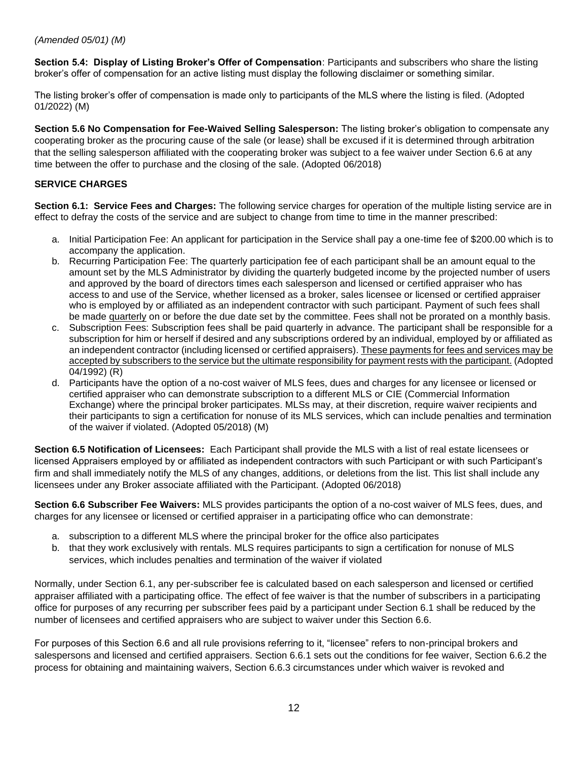*(Amended 05/01) (M)*

**Section 5.4: Display of Listing Broker's Offer of Compensation**: Participants and subscribers who share the listing broker's offer of compensation for an active listing must display the following disclaimer or something similar.

The listing broker's offer of compensation is made only to participants of the MLS where the listing is filed. (Adopted 01/2022) (M)

**Section 5.6 No Compensation for Fee-Waived Selling Salesperson:** The listing broker's obligation to compensate any cooperating broker as the procuring cause of the sale (or lease) shall be excused if it is determined through arbitration that the selling salesperson affiliated with the cooperating broker was subject to a fee waiver under Section 6.6 at any time between the offer to purchase and the closing of the sale. (Adopted 06/2018)

**SERVICE CHARGES**

**Section 6.1: Service Fees and Charges:** The following service charges for operation of the multiple listing service are in effect to defray the costs of the service and are subject to change from time to time in the manner prescribed:

a. Initial Participation Fee: An applicant for participation in the Service shall pay a one-time fee of $200.00 which is to accompany the application.
b. Recurring Participation Fee: The quarterly participation fee of each participant shall be an amount equal to the amount set by the MLS Administrator by dividing the quarterly budgeted income by the projected number of users and approved by the board of directors times each salesperson and licensed or certified appraiser who has access to and use of the Service, whether licensed as a broker, sales licensee or licensed or certified appraiser who is employed by or affiliated as an independent contractor with such participant. Payment of such fees shall be made <u>quarterly</u> on or before the due date set by the committee. Fees shall not be prorated on a monthly basis.
c. Subscription Fees: Subscription fees shall be paid quarterly in advance. The participant shall be responsible for a subscription for him or herself if desired and any subscriptions ordered by an individual, employed by or affiliated as an independent contractor (including licensed or certified appraisers). <u>These payments for fees and services may be accepted by subscribers to the service but the ultimate responsibility for payment rests with the participant.</u> (Adopted 04/1992) (R)
d. Participants have the option of a no-cost waiver of MLS fees, dues and charges for any licensee or licensed or certified appraiser who can demonstrate subscription to a different MLS or CIE (Commercial Information Exchange) where the principal broker participates. MLSs may, at their discretion, require waiver recipients and their participants to sign a certification for nonuse of its MLS services, which can include penalties and termination of the waiver if violated. (Adopted 05/2018) (M)

**Section 6.5 Notification of Licensees:** Each Participant shall provide the MLS with a list of real estate licensees or licensed Appraisers employed by or affiliated as independent contractors with such Participant or with such Participant's firm and shall immediately notify the MLS of any changes, additions, or deletions from the list. This list shall include any licensees under any Broker associate affiliated with the Participant. (Adopted 06/2018)

**Section 6.6 Subscriber Fee Waivers:** MLS provides participants the option of a no-cost waiver of MLS fees, dues, and charges for any licensee or licensed or certified appraiser in a participating office who can demonstrate:

a. subscription to a different MLS where the principal broker for the office also participates
b. that they work exclusively with rentals. MLS requires participants to sign a certification for nonuse of MLS services, which includes penalties and termination of the waiver if violated

Normally, under Section 6.1, any per-subscriber fee is calculated based on each salesperson and licensed or certified appraiser affiliated with a participating office. The effect of fee waiver is that the number of subscribers in a participating office for purposes of any recurring per subscriber fees paid by a participant under Section 6.1 shall be reduced by the number of licensees and certified appraisers who are subject to waiver under this Section 6.6.

For purposes of this Section 6.6 and all rule provisions referring to it, "licensee" refers to non-principal brokers and salespersons and licensed and certified appraisers. Section 6.6.1 sets out the conditions for fee waiver, Section 6.6.2 the process for obtaining and maintaining waivers, Section 6.6.3 circumstances under which waiver is revoked and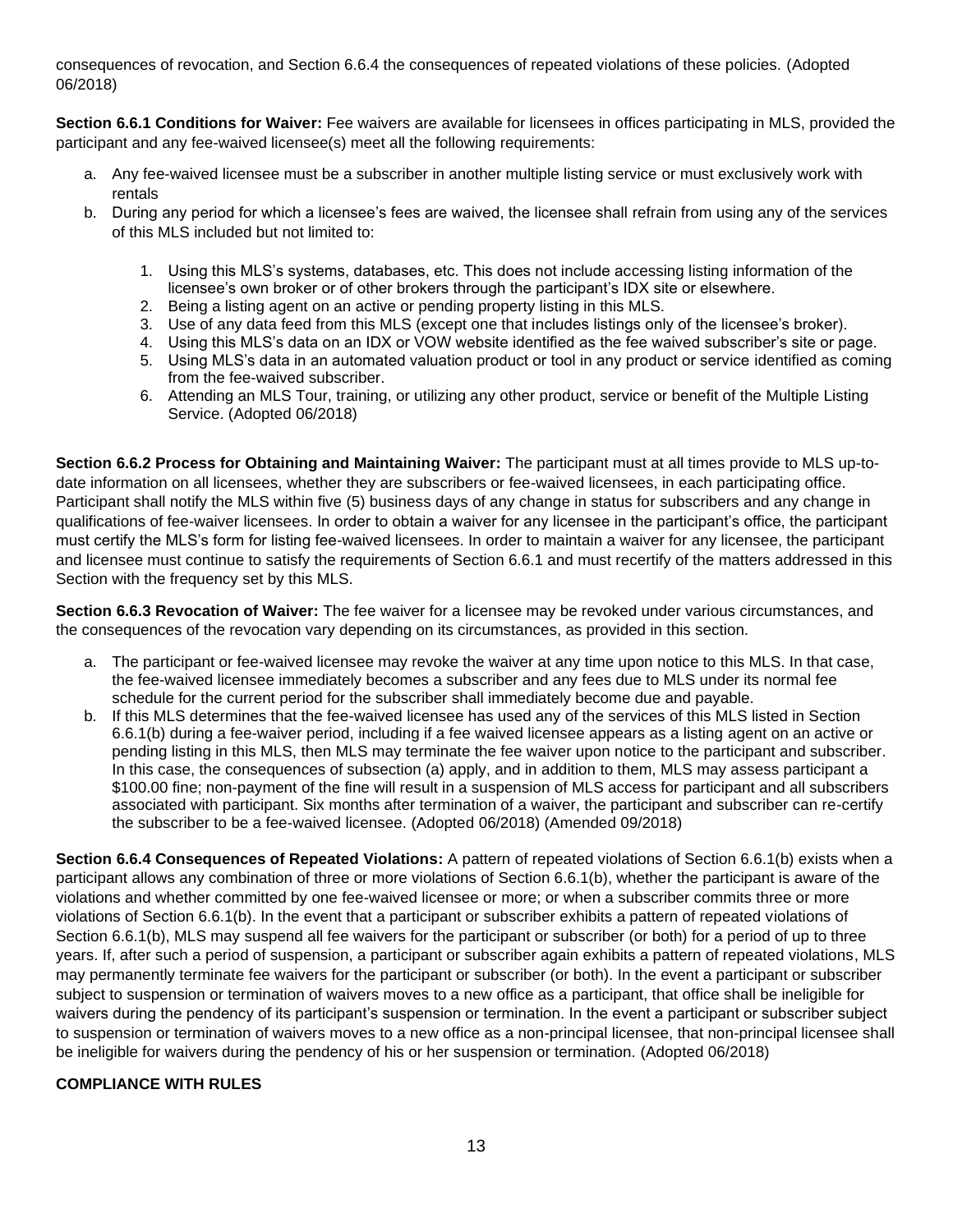consequences of revocation, and Section 6.6.4 the consequences of repeated violations of these policies. (Adopted 06/2018)

**Section 6.6.1 Conditions for Waiver:** Fee waivers are available for licensees in offices participating in MLS, provided the participant and any fee-waived licensee(s) meet all the following requirements:

a. Any fee-waived licensee must be a subscriber in another multiple listing service or must exclusively work with rentals
b. During any period for which a licensee's fees are waived, the licensee shall refrain from using any of the services of this MLS included but not limited to:

   1. Using this MLS's systems, databases, etc. This does not include accessing listing information of the licensee's own broker or of other brokers through the participant's IDX site or elsewhere.
   2. Being a listing agent on an active or pending property listing in this MLS.
   3. Use of any data feed from this MLS (except one that includes listings only of the licensee's broker).
   4. Using this MLS's data on an IDX or VOW website identified as the fee waived subscriber's site or page.
   5. Using MLS's data in an automated valuation product or tool in any product or service identified as coming from the fee-waived subscriber.
   6. Attending an MLS Tour, training, or utilizing any other product, service or benefit of the Multiple Listing Service. (Adopted 06/2018)

**Section 6.6.2 Process for Obtaining and Maintaining Waiver:** The participant must at all times provide to MLS up-to-date information on all licensees, whether they are subscribers or fee-waived licensees, in each participating office. Participant shall notify the MLS within five (5) business days of any change in status for subscribers and any change in qualifications of fee-waiver licensees. In order to obtain a waiver for any licensee in the participant's office, the participant must certify the MLS's form for listing fee-waived licensees. In order to maintain a waiver for any licensee, the participant and licensee must continue to satisfy the requirements of Section 6.6.1 and must recertify of the matters addressed in this Section with the frequency set by this MLS.

**Section 6.6.3 Revocation of Waiver:** The fee waiver for a licensee may be revoked under various circumstances, and the consequences of the revocation vary depending on its circumstances, as provided in this section.

a. The participant or fee-waived licensee may revoke the waiver at any time upon notice to this MLS. In that case, the fee-waived licensee immediately becomes a subscriber and any fees due to MLS under its normal fee schedule for the current period for the subscriber shall immediately become due and payable.
b. If this MLS determines that the fee-waived licensee has used any of the services of this MLS listed in Section 6.6.1(b) during a fee-waiver period, including if a fee waived licensee appears as a listing agent on an active or pending listing in this MLS, then MLS may terminate the fee waiver upon notice to the participant and subscriber. In this case, the consequences of subsection (a) apply, and in addition to them, MLS may assess participant a $100.00 fine; non-payment of the fine will result in a suspension of MLS access for participant and all subscribers associated with participant. Six months after termination of a waiver, the participant and subscriber can re-certify the subscriber to be a fee-waived licensee. (Adopted 06/2018) (Amended 09/2018)

**Section 6.6.4 Consequences of Repeated Violations:** A pattern of repeated violations of Section 6.6.1(b) exists when a participant allows any combination of three or more violations of Section 6.6.1(b), whether the participant is aware of the violations and whether committed by one fee-waived licensee or more; or when a subscriber commits three or more violations of Section 6.6.1(b). In the event that a participant or subscriber exhibits a pattern of repeated violations of Section 6.6.1(b), MLS may suspend all fee waivers for the participant or subscriber (or both) for a period of up to three years. If, after such a period of suspension, a participant or subscriber again exhibits a pattern of repeated violations, MLS may permanently terminate fee waivers for the participant or subscriber (or both). In the event a participant or subscriber subject to suspension or termination of waivers moves to a new office as a participant, that office shall be ineligible for waivers during the pendency of its participant's suspension or termination. In the event a participant or subscriber subject to suspension or termination of waivers moves to a new office as a non-principal licensee, that non-principal licensee shall be ineligible for waivers during the pendency of his or her suspension or termination. (Adopted 06/2018)

**COMPLIANCE WITH RULES**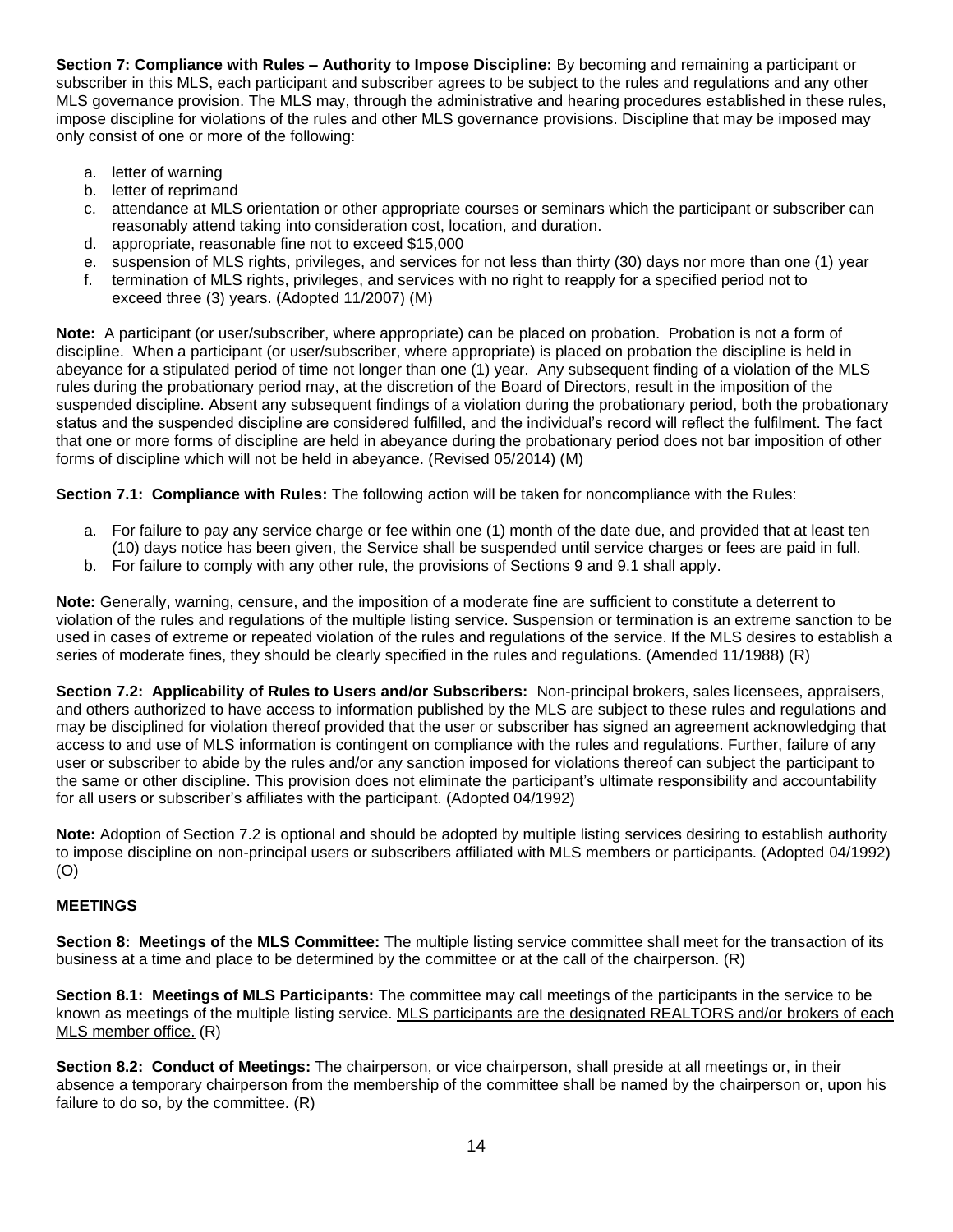**Section 7: Compliance with Rules – Authority to Impose Discipline:** By becoming and remaining a participant or subscriber in this MLS, each participant and subscriber agrees to be subject to the rules and regulations and any other MLS governance provision. The MLS may, through the administrative and hearing procedures established in these rules, impose discipline for violations of the rules and other MLS governance provisions. Discipline that may be imposed may only consist of one or more of the following:

a. letter of warning
b. letter of reprimand
c. attendance at MLS orientation or other appropriate courses or seminars which the participant or subscriber can reasonably attend taking into consideration cost, location, and duration.
d. appropriate, reasonable fine not to exceed $15,000
e. suspension of MLS rights, privileges, and services for not less than thirty (30) days nor more than one (1) year
f. termination of MLS rights, privileges, and services with no right to reapply for a specified period not to exceed three (3) years. (Adopted 11/2007) (M)

**Note:** A participant (or user/subscriber, where appropriate) can be placed on probation. Probation is not a form of discipline. When a participant (or user/subscriber, where appropriate) is placed on probation the discipline is held in abeyance for a stipulated period of time not longer than one (1) year. Any subsequent finding of a violation of the MLS rules during the probationary period may, at the discretion of the Board of Directors, result in the imposition of the suspended discipline. Absent any subsequent findings of a violation during the probationary period, both the probationary status and the suspended discipline are considered fulfilled, and the individual's record will reflect the fulfilment. The fact that one or more forms of discipline are held in abeyance during the probationary period does not bar imposition of other forms of discipline which will not be held in abeyance. (Revised 05/2014) (M)

**Section 7.1: Compliance with Rules:** The following action will be taken for noncompliance with the Rules:

a. For failure to pay any service charge or fee within one (1) month of the date due, and provided that at least ten (10) days notice has been given, the Service shall be suspended until service charges or fees are paid in full.
b. For failure to comply with any other rule, the provisions of Sections 9 and 9.1 shall apply.

**Note:** Generally, warning, censure, and the imposition of a moderate fine are sufficient to constitute a deterrent to violation of the rules and regulations of the multiple listing service. Suspension or termination is an extreme sanction to be used in cases of extreme or repeated violation of the rules and regulations of the service. If the MLS desires to establish a series of moderate fines, they should be clearly specified in the rules and regulations. (Amended 11/1988) (R)

**Section 7.2: Applicability of Rules to Users and/or Subscribers:** Non-principal brokers, sales licensees, appraisers, and others authorized to have access to information published by the MLS are subject to these rules and regulations and may be disciplined for violation thereof provided that the user or subscriber has signed an agreement acknowledging that access to and use of MLS information is contingent on compliance with the rules and regulations. Further, failure of any user or subscriber to abide by the rules and/or any sanction imposed for violations thereof can subject the participant to the same or other discipline. This provision does not eliminate the participant's ultimate responsibility and accountability for all users or subscriber's affiliates with the participant. (Adopted 04/1992)

**Note:** Adoption of Section 7.2 is optional and should be adopted by multiple listing services desiring to establish authority to impose discipline on non-principal users or subscribers affiliated with MLS members or participants. (Adopted 04/1992) (O)

## MEETINGS

**Section 8: Meetings of the MLS Committee:** The multiple listing service committee shall meet for the transaction of its business at a time and place to be determined by the committee or at the call of the chairperson. (R)

**Section 8.1: Meetings of MLS Participants:** The committee may call meetings of the participants in the service to be known as meetings of the multiple listing service. <u>MLS participants are the designated REALTORS and/or brokers of each MLS member office.</u> (R)

**Section 8.2: Conduct of Meetings:** The chairperson, or vice chairperson, shall preside at all meetings or, in their absence a temporary chairperson from the membership of the committee shall be named by the chairperson or, upon his failure to do so, by the committee. (R)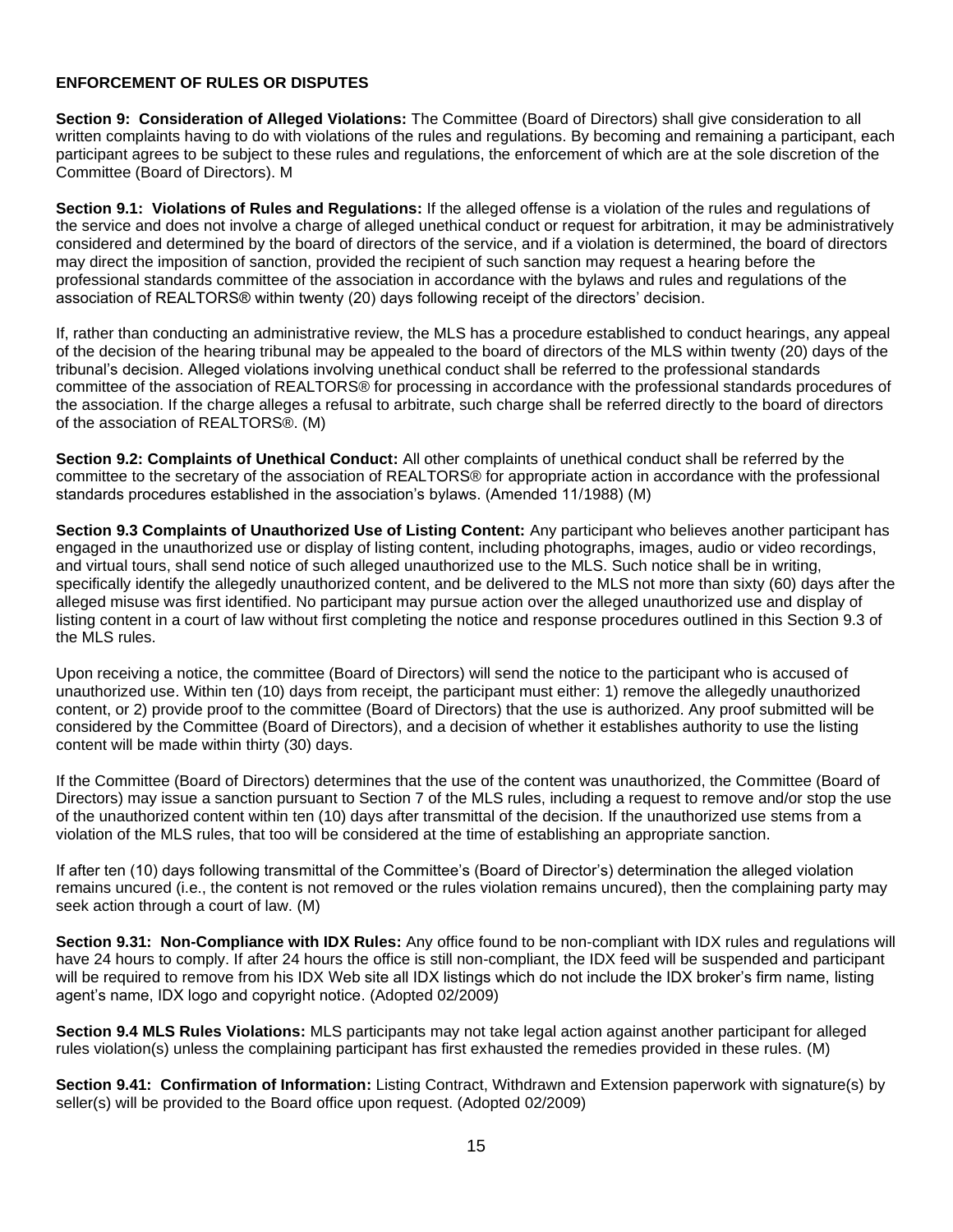**ENFORCEMENT OF RULES OR DISPUTES**

**Section 9: Consideration of Alleged Violations:** The Committee (Board of Directors) shall give consideration to all written complaints having to do with violations of the rules and regulations. By becoming and remaining a participant, each participant agrees to be subject to these rules and regulations, the enforcement of which are at the sole discretion of the Committee (Board of Directors). M

**Section 9.1: Violations of Rules and Regulations:** If the alleged offense is a violation of the rules and regulations of the service and does not involve a charge of alleged unethical conduct or request for arbitration, it may be administratively considered and determined by the board of directors of the service, and if a violation is determined, the board of directors may direct the imposition of sanction, provided the recipient of such sanction may request a hearing before the professional standards committee of the association in accordance with the bylaws and rules and regulations of the association of REALTORS® within twenty (20) days following receipt of the directors' decision.

If, rather than conducting an administrative review, the MLS has a procedure established to conduct hearings, any appeal of the decision of the hearing tribunal may be appealed to the board of directors of the MLS within twenty (20) days of the tribunal's decision. Alleged violations involving unethical conduct shall be referred to the professional standards committee of the association of REALTORS® for processing in accordance with the professional standards procedures of the association. If the charge alleges a refusal to arbitrate, such charge shall be referred directly to the board of directors of the association of REALTORS®. (M)

**Section 9.2: Complaints of Unethical Conduct:** All other complaints of unethical conduct shall be referred by the committee to the secretary of the association of REALTORS® for appropriate action in accordance with the professional standards procedures established in the association's bylaws. (Amended 11/1988) (M)

**Section 9.3 Complaints of Unauthorized Use of Listing Content:** Any participant who believes another participant has engaged in the unauthorized use or display of listing content, including photographs, images, audio or video recordings, and virtual tours, shall send notice of such alleged unauthorized use to the MLS. Such notice shall be in writing, specifically identify the allegedly unauthorized content, and be delivered to the MLS not more than sixty (60) days after the alleged misuse was first identified. No participant may pursue action over the alleged unauthorized use and display of listing content in a court of law without first completing the notice and response procedures outlined in this Section 9.3 of the MLS rules.

Upon receiving a notice, the committee (Board of Directors) will send the notice to the participant who is accused of unauthorized use. Within ten (10) days from receipt, the participant must either: 1) remove the allegedly unauthorized content, or 2) provide proof to the committee (Board of Directors) that the use is authorized. Any proof submitted will be considered by the Committee (Board of Directors), and a decision of whether it establishes authority to use the listing content will be made within thirty (30) days.

If the Committee (Board of Directors) determines that the use of the content was unauthorized, the Committee (Board of Directors) may issue a sanction pursuant to Section 7 of the MLS rules, including a request to remove and/or stop the use of the unauthorized content within ten (10) days after transmittal of the decision. If the unauthorized use stems from a violation of the MLS rules, that too will be considered at the time of establishing an appropriate sanction.

If after ten (10) days following transmittal of the Committee's (Board of Director's) determination the alleged violation remains uncured (i.e., the content is not removed or the rules violation remains uncured), then the complaining party may seek action through a court of law. (M)

**Section 9.31: Non-Compliance with IDX Rules:** Any office found to be non-compliant with IDX rules and regulations will have 24 hours to comply. If after 24 hours the office is still non-compliant, the IDX feed will be suspended and participant will be required to remove from his IDX Web site all IDX listings which do not include the IDX broker's firm name, listing agent's name, IDX logo and copyright notice. (Adopted 02/2009)

**Section 9.4 MLS Rules Violations:** MLS participants may not take legal action against another participant for alleged rules violation(s) unless the complaining participant has first exhausted the remedies provided in these rules. (M)

**Section 9.41: Confirmation of Information:** Listing Contract, Withdrawn and Extension paperwork with signature(s) by seller(s) will be provided to the Board office upon request. (Adopted 02/2009)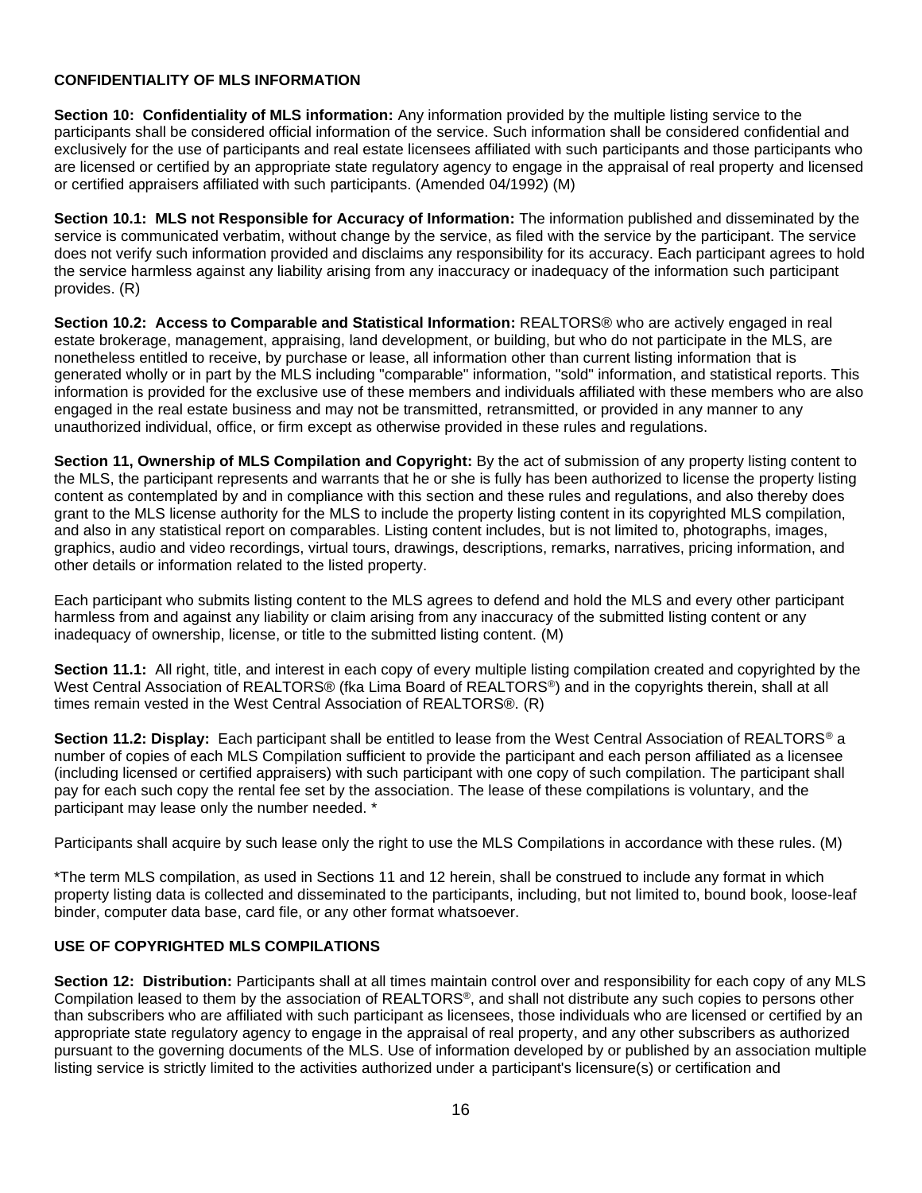## CONFIDENTIALITY OF MLS INFORMATION

**Section 10: Confidentiality of MLS information:** Any information provided by the multiple listing service to the participants shall be considered official information of the service. Such information shall be considered confidential and exclusively for the use of participants and real estate licensees affiliated with such participants and those participants who are licensed or certified by an appropriate state regulatory agency to engage in the appraisal of real property and licensed or certified appraisers affiliated with such participants. (Amended 04/1992) (M)

**Section 10.1: MLS not Responsible for Accuracy of Information:** The information published and disseminated by the service is communicated verbatim, without change by the service, as filed with the service by the participant. The service does not verify such information provided and disclaims any responsibility for its accuracy. Each participant agrees to hold the service harmless against any liability arising from any inaccuracy or inadequacy of the information such participant provides. (R)

**Section 10.2: Access to Comparable and Statistical Information:** REALTORS® who are actively engaged in real estate brokerage, management, appraising, land development, or building, but who do not participate in the MLS, are nonetheless entitled to receive, by purchase or lease, all information other than current listing information that is generated wholly or in part by the MLS including "comparable" information, "sold" information, and statistical reports. This information is provided for the exclusive use of these members and individuals affiliated with these members who are also engaged in the real estate business and may not be transmitted, retransmitted, or provided in any manner to any unauthorized individual, office, or firm except as otherwise provided in these rules and regulations.

**Section 11, Ownership of MLS Compilation and Copyright:** By the act of submission of any property listing content to the MLS, the participant represents and warrants that he or she is fully has been authorized to license the property listing content as contemplated by and in compliance with this section and these rules and regulations, and also thereby does grant to the MLS license authority for the MLS to include the property listing content in its copyrighted MLS compilation, and also in any statistical report on comparables. Listing content includes, but is not limited to, photographs, images, graphics, audio and video recordings, virtual tours, drawings, descriptions, remarks, narratives, pricing information, and other details or information related to the listed property.

Each participant who submits listing content to the MLS agrees to defend and hold the MLS and every other participant harmless from and against any liability or claim arising from any inaccuracy of the submitted listing content or any inadequacy of ownership, license, or title to the submitted listing content. (M)

**Section 11.1:** All right, title, and interest in each copy of every multiple listing compilation created and copyrighted by the West Central Association of REALTORS® (fka Lima Board of REALTORS®) and in the copyrights therein, shall at all times remain vested in the West Central Association of REALTORS®. (R)

**Section 11.2: Display:** Each participant shall be entitled to lease from the West Central Association of REALTORS® a number of copies of each MLS Compilation sufficient to provide the participant and each person affiliated as a licensee (including licensed or certified appraisers) with such participant with one copy of such compilation. The participant shall pay for each such copy the rental fee set by the association. The lease of these compilations is voluntary, and the participant may lease only the number needed. *

Participants shall acquire by such lease only the right to use the MLS Compilations in accordance with these rules. (M)

*The term MLS compilation, as used in Sections 11 and 12 herein, shall be construed to include any format in which property listing data is collected and disseminated to the participants, including, but not limited to, bound book, loose-leaf binder, computer data base, card file, or any other format whatsoever.

## USE OF COPYRIGHTED MLS COMPILATIONS

**Section 12: Distribution:** Participants shall at all times maintain control over and responsibility for each copy of any MLS Compilation leased to them by the association of REALTORS®, and shall not distribute any such copies to persons other than subscribers who are affiliated with such participant as licensees, those individuals who are licensed or certified by an appropriate state regulatory agency to engage in the appraisal of real property, and any other subscribers as authorized pursuant to the governing documents of the MLS. Use of information developed by or published by an association multiple listing service is strictly limited to the activities authorized under a participant's licensure(s) or certification and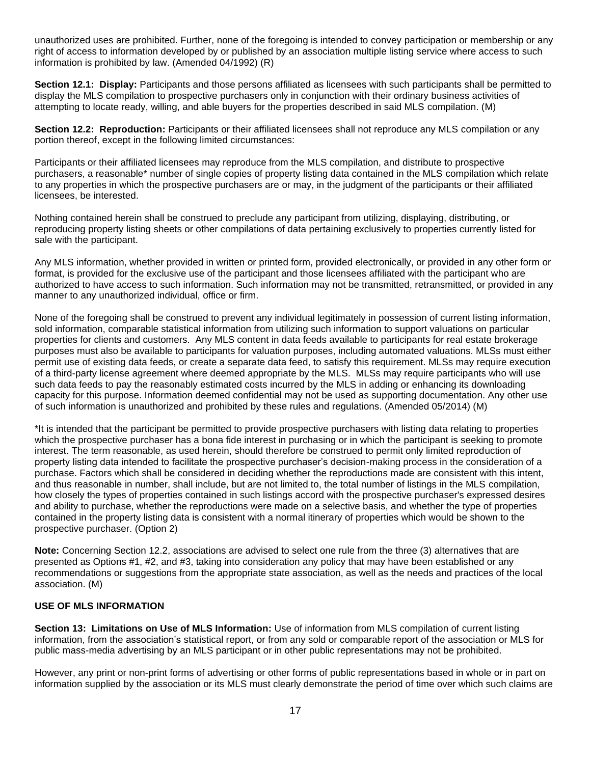unauthorized uses are prohibited. Further, none of the foregoing is intended to convey participation or membership or any right of access to information developed by or published by an association multiple listing service where access to such information is prohibited by law. (Amended 04/1992) (R)

**Section 12.1: Display:** Participants and those persons affiliated as licensees with such participants shall be permitted to display the MLS compilation to prospective purchasers only in conjunction with their ordinary business activities of attempting to locate ready, willing, and able buyers for the properties described in said MLS compilation. (M)

**Section 12.2: Reproduction:** Participants or their affiliated licensees shall not reproduce any MLS compilation or any portion thereof, except in the following limited circumstances:

Participants or their affiliated licensees may reproduce from the MLS compilation, and distribute to prospective purchasers, a reasonable* number of single copies of property listing data contained in the MLS compilation which relate to any properties in which the prospective purchasers are or may, in the judgment of the participants or their affiliated licensees, be interested.

Nothing contained herein shall be construed to preclude any participant from utilizing, displaying, distributing, or reproducing property listing sheets or other compilations of data pertaining exclusively to properties currently listed for sale with the participant.

Any MLS information, whether provided in written or printed form, provided electronically, or provided in any other form or format, is provided for the exclusive use of the participant and those licensees affiliated with the participant who are authorized to have access to such information. Such information may not be transmitted, retransmitted, or provided in any manner to any unauthorized individual, office or firm.

None of the foregoing shall be construed to prevent any individual legitimately in possession of current listing information, sold information, comparable statistical information from utilizing such information to support valuations on particular properties for clients and customers. Any MLS content in data feeds available to participants for real estate brokerage purposes must also be available to participants for valuation purposes, including automated valuations. MLSs must either permit use of existing data feeds, or create a separate data feed, to satisfy this requirement. MLSs may require execution of a third-party license agreement where deemed appropriate by the MLS. MLSs may require participants who will use such data feeds to pay the reasonably estimated costs incurred by the MLS in adding or enhancing its downloading capacity for this purpose. Information deemed confidential may not be used as supporting documentation. Any other use of such information is unauthorized and prohibited by these rules and regulations. (Amended 05/2014) (M)

*It is intended that the participant be permitted to provide prospective purchasers with listing data relating to properties which the prospective purchaser has a bona fide interest in purchasing or in which the participant is seeking to promote interest. The term reasonable, as used herein, should therefore be construed to permit only limited reproduction of property listing data intended to facilitate the prospective purchaser's decision-making process in the consideration of a purchase. Factors which shall be considered in deciding whether the reproductions made are consistent with this intent, and thus reasonable in number, shall include, but are not limited to, the total number of listings in the MLS compilation, how closely the types of properties contained in such listings accord with the prospective purchaser's expressed desires and ability to purchase, whether the reproductions were made on a selective basis, and whether the type of properties contained in the property listing data is consistent with a normal itinerary of properties which would be shown to the prospective purchaser. (Option 2)

**Note:** Concerning Section 12.2, associations are advised to select one rule from the three (3) alternatives that are presented as Options #1, #2, and #3, taking into consideration any policy that may have been established or any recommendations or suggestions from the appropriate state association, as well as the needs and practices of the local association. (M)

**USE OF MLS INFORMATION**

**Section 13: Limitations on Use of MLS Information:** Use of information from MLS compilation of current listing information, from the association's statistical report, or from any sold or comparable report of the association or MLS for public mass-media advertising by an MLS participant or in other public representations may not be prohibited.

However, any print or non-print forms of advertising or other forms of public representations based in whole or in part on information supplied by the association or its MLS must clearly demonstrate the period of time over which such claims are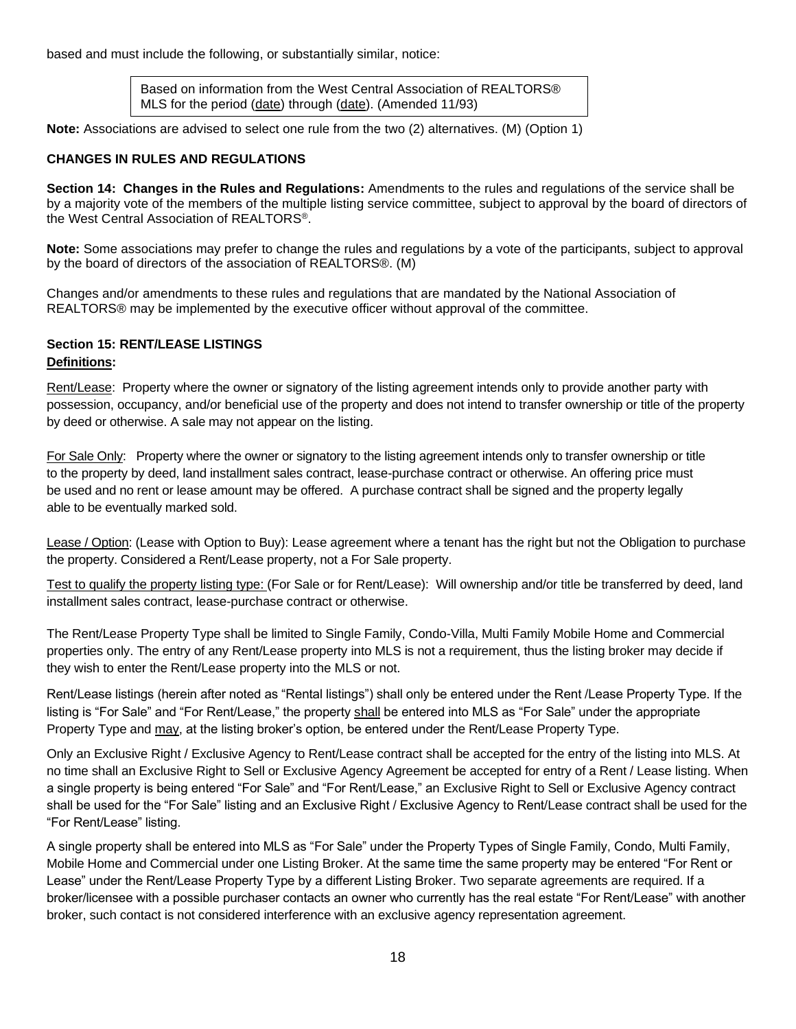based and must include the following, or substantially similar, notice:

> Based on information from the West Central Association of REALTORS® MLS for the period (date) through (date). (Amended 11/93)

**Note:** Associations are advised to select one rule from the two (2) alternatives. (M) (Option 1)

### CHANGES IN RULES AND REGULATIONS

**Section 14: Changes in the Rules and Regulations:** Amendments to the rules and regulations of the service shall be by a majority vote of the members of the multiple listing service committee, subject to approval by the board of directors of the West Central Association of REALTORS®.

**Note:** Some associations may prefer to change the rules and regulations by a vote of the participants, subject to approval by the board of directors of the association of REALTORS®. (M)

Changes and/or amendments to these rules and regulations that are mandated by the National Association of REALTORS® may be implemented by the executive officer without approval of the committee.

### Section 15: RENT/LEASE LISTINGS

**Definitions:**

Rent/Lease: Property where the owner or signatory of the listing agreement intends only to provide another party with possession, occupancy, and/or beneficial use of the property and does not intend to transfer ownership or title of the property by deed or otherwise. A sale may not appear on the listing.

For Sale Only: Property where the owner or signatory to the listing agreement intends only to transfer ownership or title to the property by deed, land installment sales contract, lease-purchase contract or otherwise. An offering price must be used and no rent or lease amount may be offered. A purchase contract shall be signed and the property legally able to be eventually marked sold.

Lease / Option: (Lease with Option to Buy): Lease agreement where a tenant has the right but not the Obligation to purchase the property. Considered a Rent/Lease property, not a For Sale property.

Test to qualify the property listing type: (For Sale or for Rent/Lease): Will ownership and/or title be transferred by deed, land installment sales contract, lease-purchase contract or otherwise.

The Rent/Lease Property Type shall be limited to Single Family, Condo-Villa, Multi Family Mobile Home and Commercial properties only. The entry of any Rent/Lease property into MLS is not a requirement, thus the listing broker may decide if they wish to enter the Rent/Lease property into the MLS or not.

Rent/Lease listings (herein after noted as "Rental listings") shall only be entered under the Rent /Lease Property Type. If the listing is "For Sale" and "For Rent/Lease," the property shall be entered into MLS as "For Sale" under the appropriate Property Type and may, at the listing broker's option, be entered under the Rent/Lease Property Type.

Only an Exclusive Right / Exclusive Agency to Rent/Lease contract shall be accepted for the entry of the listing into MLS. At no time shall an Exclusive Right to Sell or Exclusive Agency Agreement be accepted for entry of a Rent / Lease listing. When a single property is being entered "For Sale" and "For Rent/Lease," an Exclusive Right to Sell or Exclusive Agency contract shall be used for the "For Sale" listing and an Exclusive Right / Exclusive Agency to Rent/Lease contract shall be used for the "For Rent/Lease" listing.

A single property shall be entered into MLS as "For Sale" under the Property Types of Single Family, Condo, Multi Family, Mobile Home and Commercial under one Listing Broker. At the same time the same property may be entered "For Rent or Lease" under the Rent/Lease Property Type by a different Listing Broker. Two separate agreements are required. If a broker/licensee with a possible purchaser contacts an owner who currently has the real estate "For Rent/Lease" with another broker, such contact is not considered interference with an exclusive agency representation agreement.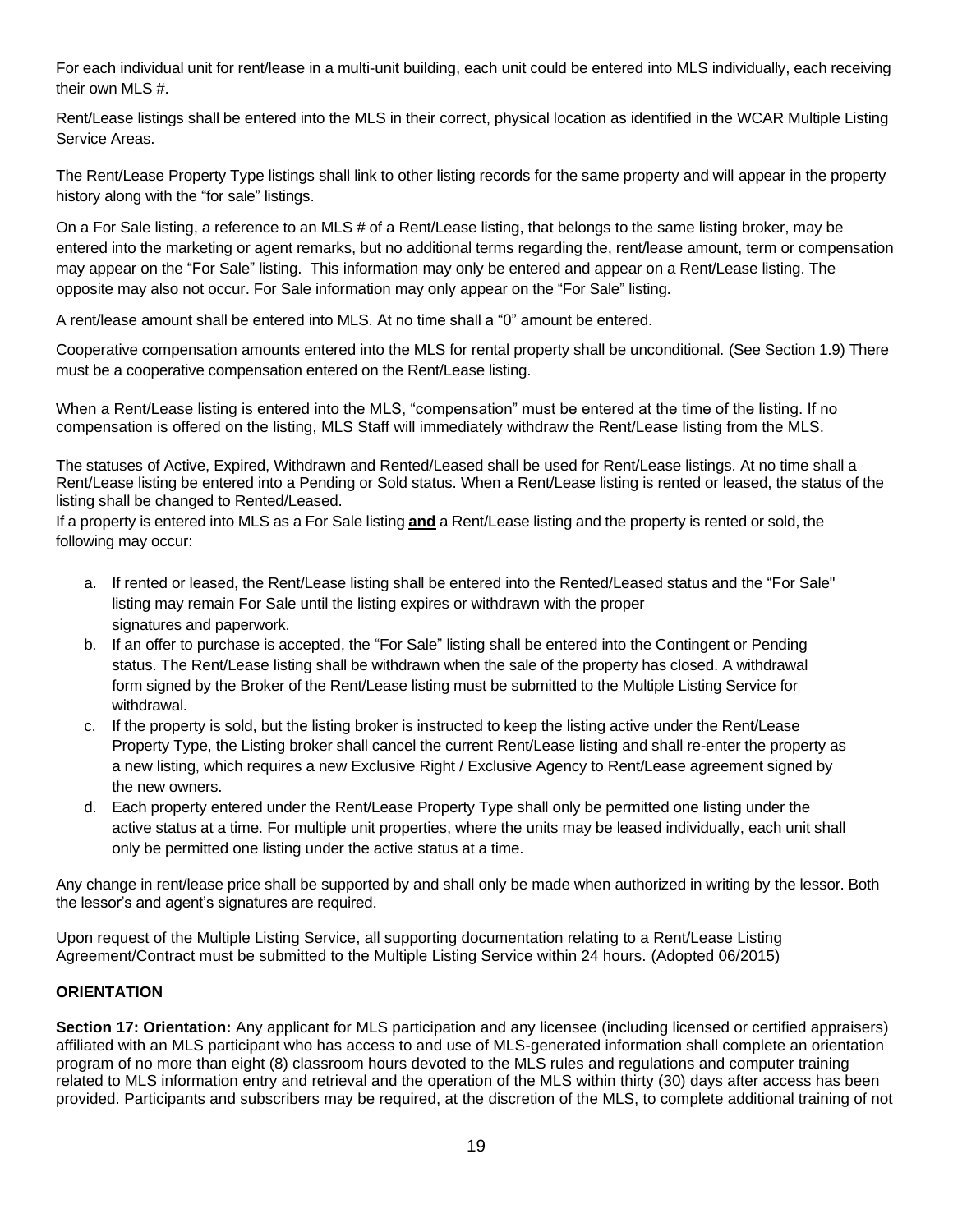For each individual unit for rent/lease in a multi-unit building, each unit could be entered into MLS individually, each receiving their own MLS #.

Rent/Lease listings shall be entered into the MLS in their correct, physical location as identified in the WCAR Multiple Listing Service Areas.

The Rent/Lease Property Type listings shall link to other listing records for the same property and will appear in the property history along with the "for sale" listings.

On a For Sale listing, a reference to an MLS # of a Rent/Lease listing, that belongs to the same listing broker, may be entered into the marketing or agent remarks, but no additional terms regarding the, rent/lease amount, term or compensation may appear on the "For Sale" listing. This information may only be entered and appear on a Rent/Lease listing. The opposite may also not occur. For Sale information may only appear on the "For Sale" listing.

A rent/lease amount shall be entered into MLS. At no time shall a "0" amount be entered.

Cooperative compensation amounts entered into the MLS for rental property shall be unconditional. (See Section 1.9) There must be a cooperative compensation entered on the Rent/Lease listing.

When a Rent/Lease listing is entered into the MLS, "compensation" must be entered at the time of the listing. If no compensation is offered on the listing, MLS Staff will immediately withdraw the Rent/Lease listing from the MLS.

The statuses of Active, Expired, Withdrawn and Rented/Leased shall be used for Rent/Lease listings. At no time shall a Rent/Lease listing be entered into a Pending or Sold status. When a Rent/Lease listing is rented or leased, the status of the listing shall be changed to Rented/Leased.
If a property is entered into MLS as a For Sale listing **and** a Rent/Lease listing and the property is rented or sold, the following may occur:

a. If rented or leased, the Rent/Lease listing shall be entered into the Rented/Leased status and the "For Sale" listing may remain For Sale until the listing expires or withdrawn with the proper signatures and paperwork.
b. If an offer to purchase is accepted, the "For Sale" listing shall be entered into the Contingent or Pending status. The Rent/Lease listing shall be withdrawn when the sale of the property has closed. A withdrawal form signed by the Broker of the Rent/Lease listing must be submitted to the Multiple Listing Service for withdrawal.
c. If the property is sold, but the listing broker is instructed to keep the listing active under the Rent/Lease Property Type, the Listing broker shall cancel the current Rent/Lease listing and shall re-enter the property as a new listing, which requires a new Exclusive Right / Exclusive Agency to Rent/Lease agreement signed by the new owners.
d. Each property entered under the Rent/Lease Property Type shall only be permitted one listing under the active status at a time. For multiple unit properties, where the units may be leased individually, each unit shall only be permitted one listing under the active status at a time.

Any change in rent/lease price shall be supported by and shall only be made when authorized in writing by the lessor. Both the lessor's and agent's signatures are required.

Upon request of the Multiple Listing Service, all supporting documentation relating to a Rent/Lease Listing Agreement/Contract must be submitted to the Multiple Listing Service within 24 hours. (Adopted 06/2015)

**ORIENTATION**

**Section 17: Orientation:** Any applicant for MLS participation and any licensee (including licensed or certified appraisers) affiliated with an MLS participant who has access to and use of MLS-generated information shall complete an orientation program of no more than eight (8) classroom hours devoted to the MLS rules and regulations and computer training related to MLS information entry and retrieval and the operation of the MLS within thirty (30) days after access has been provided. Participants and subscribers may be required, at the discretion of the MLS, to complete additional training of not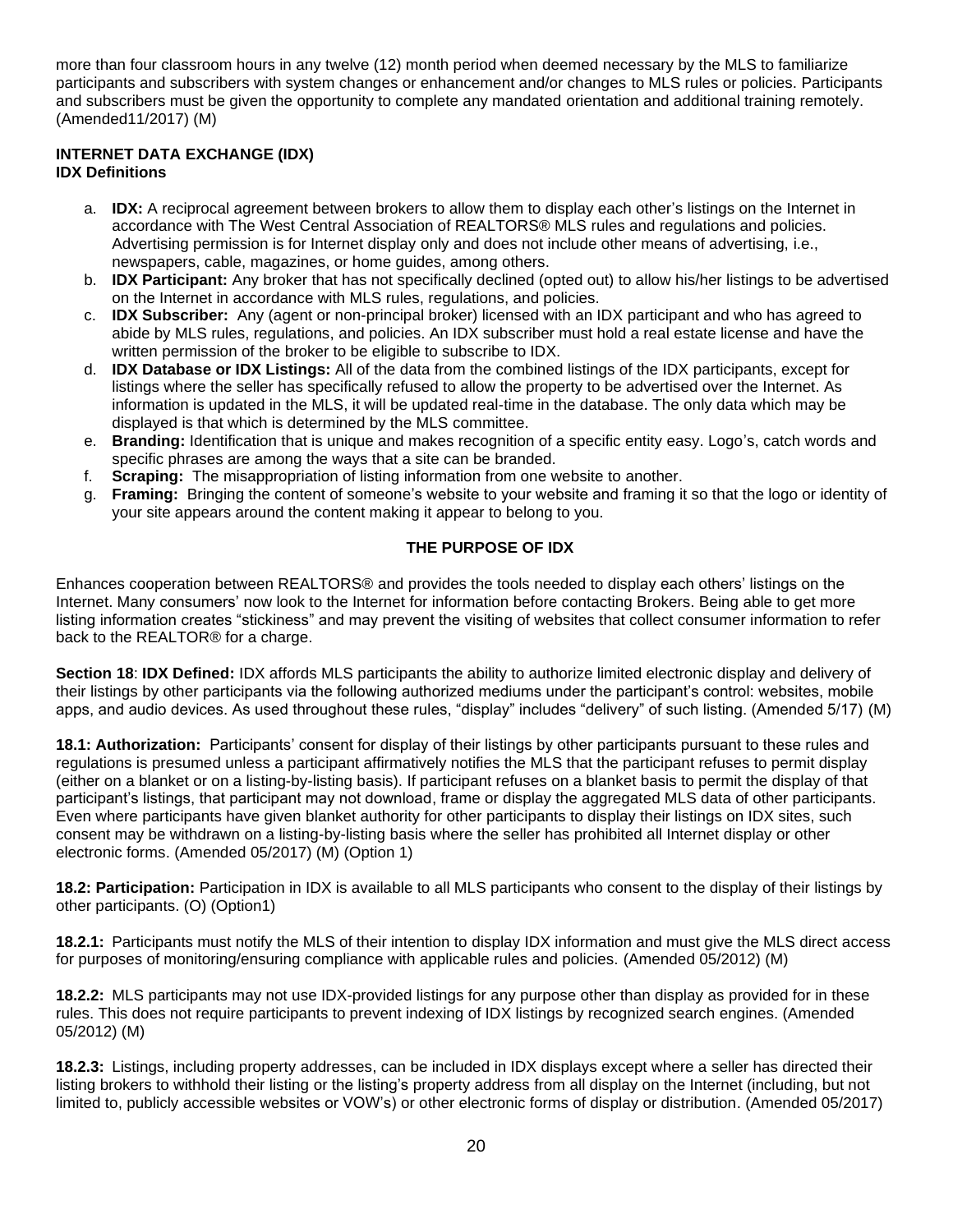more than four classroom hours in any twelve (12) month period when deemed necessary by the MLS to familiarize participants and subscribers with system changes or enhancement and/or changes to MLS rules or policies. Participants and subscribers must be given the opportunity to complete any mandated orientation and additional training remotely. (Amended11/2017) (M)

**INTERNET DATA EXCHANGE (IDX)**
**IDX Definitions**

a. **IDX:** A reciprocal agreement between brokers to allow them to display each other's listings on the Internet in accordance with The West Central Association of REALTORS® MLS rules and regulations and policies. Advertising permission is for Internet display only and does not include other means of advertising, i.e., newspapers, cable, magazines, or home guides, among others.
b. **IDX Participant:** Any broker that has not specifically declined (opted out) to allow his/her listings to be advertised on the Internet in accordance with MLS rules, regulations, and policies.
c. **IDX Subscriber:** Any (agent or non-principal broker) licensed with an IDX participant and who has agreed to abide by MLS rules, regulations, and policies. An IDX subscriber must hold a real estate license and have the written permission of the broker to be eligible to subscribe to IDX.
d. **IDX Database or IDX Listings:** All of the data from the combined listings of the IDX participants, except for listings where the seller has specifically refused to allow the property to be advertised over the Internet. As information is updated in the MLS, it will be updated real-time in the database. The only data which may be displayed is that which is determined by the MLS committee.
e. **Branding:** Identification that is unique and makes recognition of a specific entity easy. Logo's, catch words and specific phrases are among the ways that a site can be branded.
f. **Scraping:** The misappropriation of listing information from one website to another.
g. **Framing:** Bringing the content of someone's website to your website and framing it so that the logo or identity of your site appears around the content making it appear to belong to you.

**THE PURPOSE OF IDX**

Enhances cooperation between REALTORS® and provides the tools needed to display each others' listings on the Internet. Many consumers' now look to the Internet for information before contacting Brokers. Being able to get more listing information creates "stickiness" and may prevent the visiting of websites that collect consumer information to refer back to the REALTOR® for a charge.

**Section 18**: **IDX Defined:** IDX affords MLS participants the ability to authorize limited electronic display and delivery of their listings by other participants via the following authorized mediums under the participant's control: websites, mobile apps, and audio devices. As used throughout these rules, "display" includes "delivery" of such listing. (Amended 5/17) (M)

**18.1: Authorization:** Participants' consent for display of their listings by other participants pursuant to these rules and regulations is presumed unless a participant affirmatively notifies the MLS that the participant refuses to permit display (either on a blanket or on a listing-by-listing basis). If participant refuses on a blanket basis to permit the display of that participant's listings, that participant may not download, frame or display the aggregated MLS data of other participants. Even where participants have given blanket authority for other participants to display their listings on IDX sites, such consent may be withdrawn on a listing-by-listing basis where the seller has prohibited all Internet display or other electronic forms. (Amended 05/2017) (M) (Option 1)

**18.2: Participation:** Participation in IDX is available to all MLS participants who consent to the display of their listings by other participants. (O) (Option1)

**18.2.1:** Participants must notify the MLS of their intention to display IDX information and must give the MLS direct access for purposes of monitoring/ensuring compliance with applicable rules and policies. (Amended 05/2012) (M)

**18.2.2:** MLS participants may not use IDX-provided listings for any purpose other than display as provided for in these rules. This does not require participants to prevent indexing of IDX listings by recognized search engines. (Amended 05/2012) (M)

**18.2.3:** Listings, including property addresses, can be included in IDX displays except where a seller has directed their listing brokers to withhold their listing or the listing's property address from all display on the Internet (including, but not limited to, publicly accessible websites or VOW's) or other electronic forms of display or distribution. (Amended 05/2017)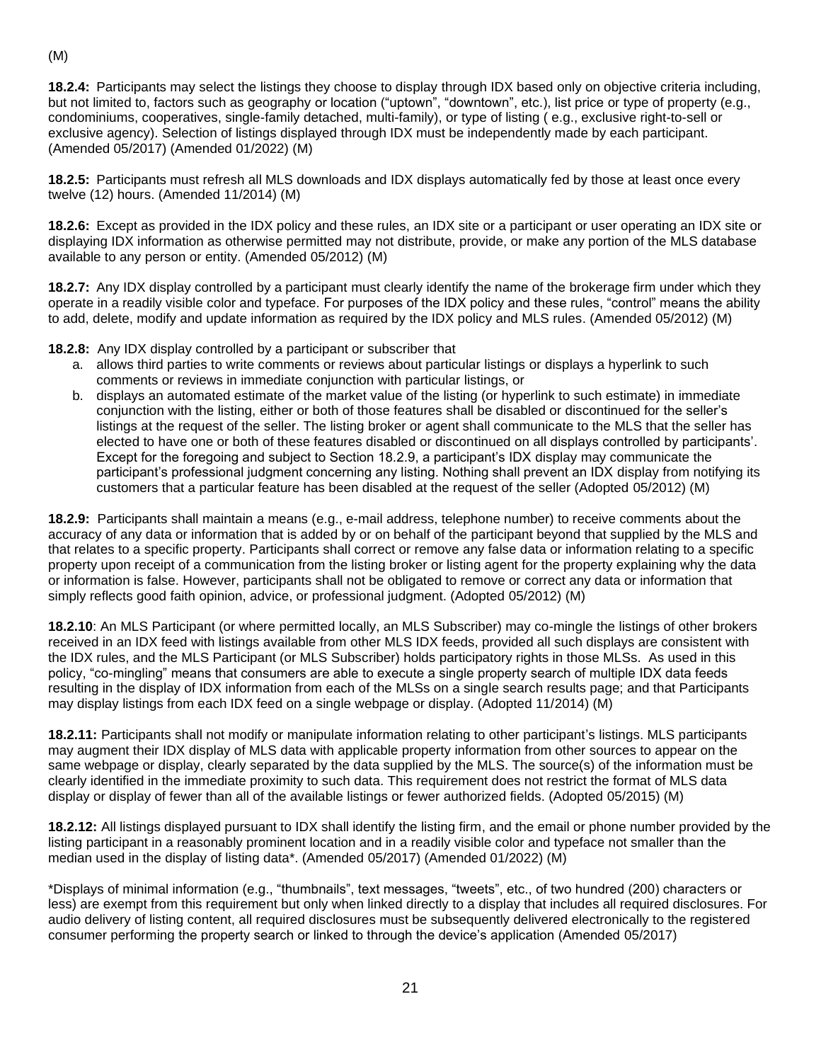(M)

**18.2.4:** Participants may select the listings they choose to display through IDX based only on objective criteria including, but not limited to, factors such as geography or location ("uptown", "downtown", etc.), list price or type of property (e.g., condominiums, cooperatives, single-family detached, multi-family), or type of listing ( e.g., exclusive right-to-sell or exclusive agency). Selection of listings displayed through IDX must be independently made by each participant. (Amended 05/2017) (Amended 01/2022) (M)

**18.2.5:** Participants must refresh all MLS downloads and IDX displays automatically fed by those at least once every twelve (12) hours. (Amended 11/2014) (M)

**18.2.6:** Except as provided in the IDX policy and these rules, an IDX site or a participant or user operating an IDX site or displaying IDX information as otherwise permitted may not distribute, provide, or make any portion of the MLS database available to any person or entity. (Amended 05/2012) (M)

**18.2.7:** Any IDX display controlled by a participant must clearly identify the name of the brokerage firm under which they operate in a readily visible color and typeface. For purposes of the IDX policy and these rules, "control" means the ability to add, delete, modify and update information as required by the IDX policy and MLS rules. (Amended 05/2012) (M)

**18.2.8:** Any IDX display controlled by a participant or subscriber that

a. allows third parties to write comments or reviews about particular listings or displays a hyperlink to such comments or reviews in immediate conjunction with particular listings, or
b. displays an automated estimate of the market value of the listing (or hyperlink to such estimate) in immediate conjunction with the listing, either or both of those features shall be disabled or discontinued for the seller's listings at the request of the seller. The listing broker or agent shall communicate to the MLS that the seller has elected to have one or both of these features disabled or discontinued on all displays controlled by participants'. Except for the foregoing and subject to Section 18.2.9, a participant's IDX display may communicate the participant's professional judgment concerning any listing. Nothing shall prevent an IDX display from notifying its customers that a particular feature has been disabled at the request of the seller (Adopted 05/2012) (M)

**18.2.9:** Participants shall maintain a means (e.g., e-mail address, telephone number) to receive comments about the accuracy of any data or information that is added by or on behalf of the participant beyond that supplied by the MLS and that relates to a specific property. Participants shall correct or remove any false data or information relating to a specific property upon receipt of a communication from the listing broker or listing agent for the property explaining why the data or information is false. However, participants shall not be obligated to remove or correct any data or information that simply reflects good faith opinion, advice, or professional judgment. (Adopted 05/2012) (M)

**18.2.10**: An MLS Participant (or where permitted locally, an MLS Subscriber) may co-mingle the listings of other brokers received in an IDX feed with listings available from other MLS IDX feeds, provided all such displays are consistent with the IDX rules, and the MLS Participant (or MLS Subscriber) holds participatory rights in those MLSs. As used in this policy, "co-mingling" means that consumers are able to execute a single property search of multiple IDX data feeds resulting in the display of IDX information from each of the MLSs on a single search results page; and that Participants may display listings from each IDX feed on a single webpage or display. (Adopted 11/2014) (M)

**18.2.11:** Participants shall not modify or manipulate information relating to other participant's listings. MLS participants may augment their IDX display of MLS data with applicable property information from other sources to appear on the same webpage or display, clearly separated by the data supplied by the MLS. The source(s) of the information must be clearly identified in the immediate proximity to such data. This requirement does not restrict the format of MLS data display or display of fewer than all of the available listings or fewer authorized fields. (Adopted 05/2015) (M)

**18.2.12:** All listings displayed pursuant to IDX shall identify the listing firm, and the email or phone number provided by the listing participant in a reasonably prominent location and in a readily visible color and typeface not smaller than the median used in the display of listing data*. (Amended 05/2017) (Amended 01/2022) (M)

*Displays of minimal information (e.g., "thumbnails", text messages, "tweets", etc., of two hundred (200) characters or less) are exempt from this requirement but only when linked directly to a display that includes all required disclosures. For audio delivery of listing content, all required disclosures must be subsequently delivered electronically to the registered consumer performing the property search or linked to through the device's application (Amended 05/2017)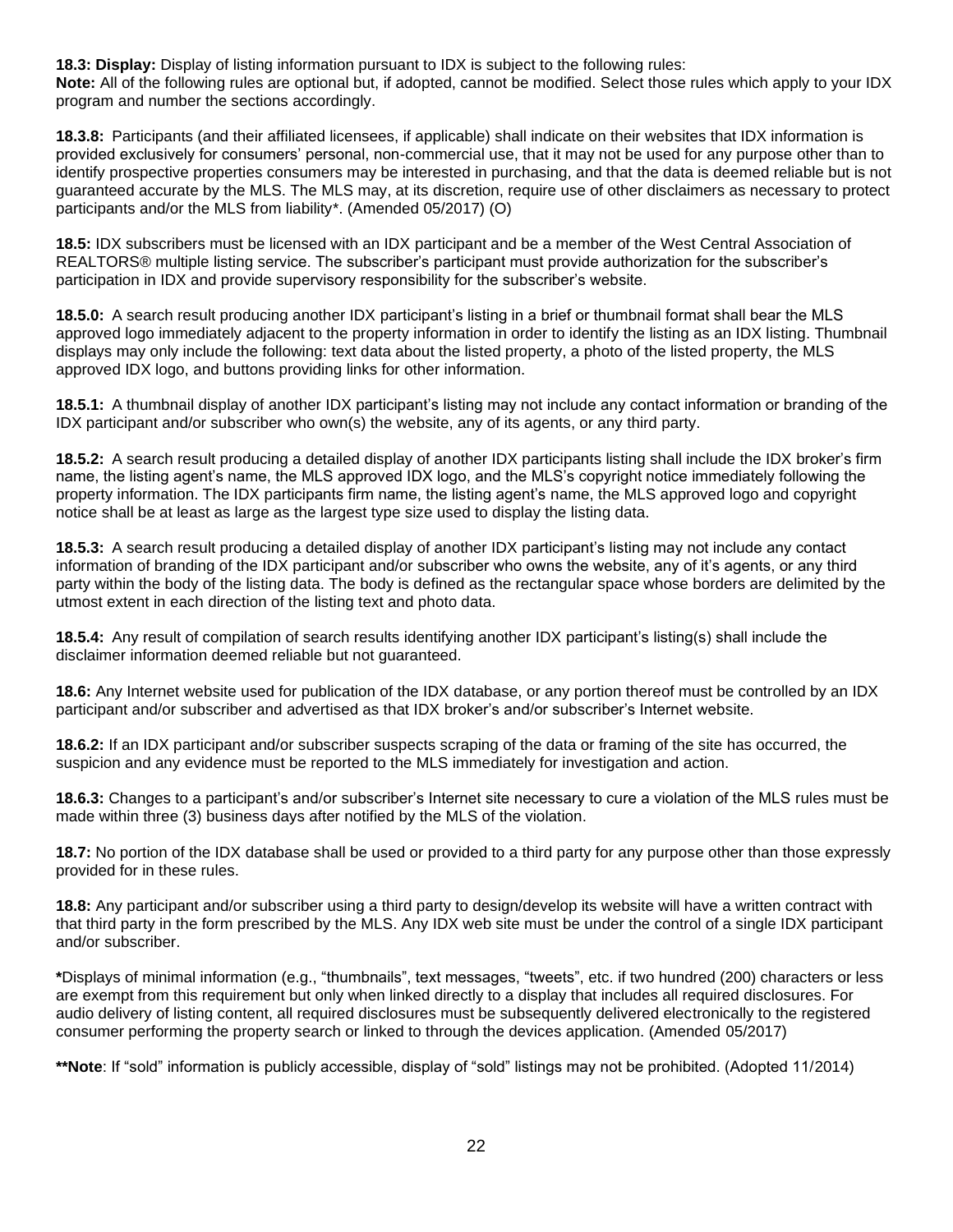**18.3: Display:** Display of listing information pursuant to IDX is subject to the following rules:
**Note:** All of the following rules are optional but, if adopted, cannot be modified. Select those rules which apply to your IDX program and number the sections accordingly.

**18.3.8:** Participants (and their affiliated licensees, if applicable) shall indicate on their websites that IDX information is provided exclusively for consumers' personal, non-commercial use, that it may not be used for any purpose other than to identify prospective properties consumers may be interested in purchasing, and that the data is deemed reliable but is not guaranteed accurate by the MLS. The MLS may, at its discretion, require use of other disclaimers as necessary to protect participants and/or the MLS from liability*. (Amended 05/2017) (O)

**18.5:** IDX subscribers must be licensed with an IDX participant and be a member of the West Central Association of REALTORS® multiple listing service. The subscriber's participant must provide authorization for the subscriber's participation in IDX and provide supervisory responsibility for the subscriber's website.

**18.5.0:** A search result producing another IDX participant's listing in a brief or thumbnail format shall bear the MLS approved logo immediately adjacent to the property information in order to identify the listing as an IDX listing. Thumbnail displays may only include the following: text data about the listed property, a photo of the listed property, the MLS approved IDX logo, and buttons providing links for other information.

**18.5.1:** A thumbnail display of another IDX participant's listing may not include any contact information or branding of the IDX participant and/or subscriber who own(s) the website, any of its agents, or any third party.

**18.5.2:** A search result producing a detailed display of another IDX participants listing shall include the IDX broker's firm name, the listing agent's name, the MLS approved IDX logo, and the MLS's copyright notice immediately following the property information. The IDX participants firm name, the listing agent's name, the MLS approved logo and copyright notice shall be at least as large as the largest type size used to display the listing data.

**18.5.3:** A search result producing a detailed display of another IDX participant's listing may not include any contact information of branding of the IDX participant and/or subscriber who owns the website, any of it's agents, or any third party within the body of the listing data. The body is defined as the rectangular space whose borders are delimited by the utmost extent in each direction of the listing text and photo data.

**18.5.4:** Any result of compilation of search results identifying another IDX participant's listing(s) shall include the disclaimer information deemed reliable but not guaranteed.

**18.6:** Any Internet website used for publication of the IDX database, or any portion thereof must be controlled by an IDX participant and/or subscriber and advertised as that IDX broker's and/or subscriber's Internet website.

**18.6.2:** If an IDX participant and/or subscriber suspects scraping of the data or framing of the site has occurred, the suspicion and any evidence must be reported to the MLS immediately for investigation and action.

**18.6.3:** Changes to a participant's and/or subscriber's Internet site necessary to cure a violation of the MLS rules must be made within three (3) business days after notified by the MLS of the violation.

**18.7:** No portion of the IDX database shall be used or provided to a third party for any purpose other than those expressly provided for in these rules.

**18.8:** Any participant and/or subscriber using a third party to design/develop its website will have a written contract with that third party in the form prescribed by the MLS. Any IDX web site must be under the control of a single IDX participant and/or subscriber.

**\***Displays of minimal information (e.g., "thumbnails", text messages, "tweets", etc. if two hundred (200) characters or less are exempt from this requirement but only when linked directly to a display that includes all required disclosures. For audio delivery of listing content, all required disclosures must be subsequently delivered electronically to the registered consumer performing the property search or linked to through the devices application. (Amended 05/2017)

**\*\*Note**: If "sold" information is publicly accessible, display of "sold" listings may not be prohibited. (Adopted 11/2014)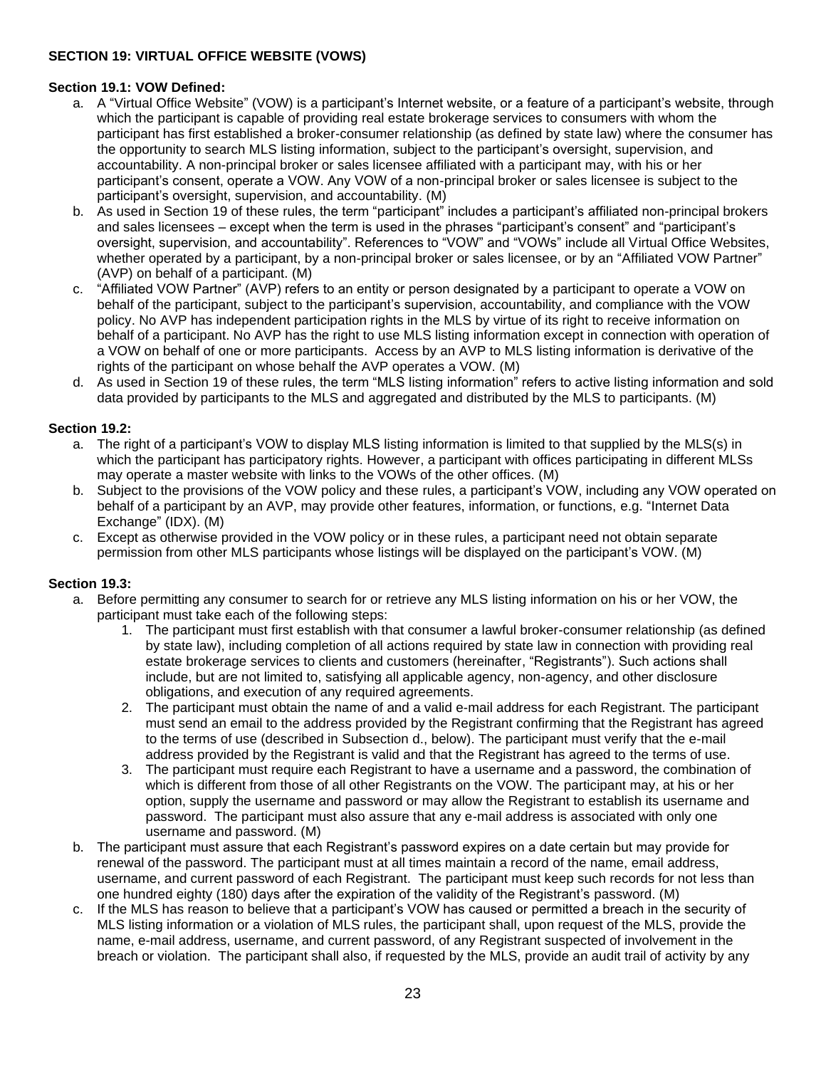**SECTION 19: VIRTUAL OFFICE WEBSITE (VOWS)**

**Section 19.1: VOW Defined:**

a. A "Virtual Office Website" (VOW) is a participant's Internet website, or a feature of a participant's website, through which the participant is capable of providing real estate brokerage services to consumers with whom the participant has first established a broker-consumer relationship (as defined by state law) where the consumer has the opportunity to search MLS listing information, subject to the participant's oversight, supervision, and accountability. A non-principal broker or sales licensee affiliated with a participant may, with his or her participant's consent, operate a VOW. Any VOW of a non-principal broker or sales licensee is subject to the participant's oversight, supervision, and accountability. (M)

b. As used in Section 19 of these rules, the term "participant" includes a participant's affiliated non-principal brokers and sales licensees – except when the term is used in the phrases "participant's consent" and "participant's oversight, supervision, and accountability". References to "VOW" and "VOWs" include all Virtual Office Websites, whether operated by a participant, by a non-principal broker or sales licensee, or by an "Affiliated VOW Partner" (AVP) on behalf of a participant. (M)

c. "Affiliated VOW Partner" (AVP) refers to an entity or person designated by a participant to operate a VOW on behalf of the participant, subject to the participant's supervision, accountability, and compliance with the VOW policy. No AVP has independent participation rights in the MLS by virtue of its right to receive information on behalf of a participant. No AVP has the right to use MLS listing information except in connection with operation of a VOW on behalf of one or more participants. Access by an AVP to MLS listing information is derivative of the rights of the participant on whose behalf the AVP operates a VOW. (M)

d. As used in Section 19 of these rules, the term "MLS listing information" refers to active listing information and sold data provided by participants to the MLS and aggregated and distributed by the MLS to participants. (M)

**Section 19.2:**

a. The right of a participant's VOW to display MLS listing information is limited to that supplied by the MLS(s) in which the participant has participatory rights. However, a participant with offices participating in different MLSs may operate a master website with links to the VOWs of the other offices. (M)

b. Subject to the provisions of the VOW policy and these rules, a participant's VOW, including any VOW operated on behalf of a participant by an AVP, may provide other features, information, or functions, e.g. "Internet Data Exchange" (IDX). (M)

c. Except as otherwise provided in the VOW policy or in these rules, a participant need not obtain separate permission from other MLS participants whose listings will be displayed on the participant's VOW. (M)

**Section 19.3:**

a. Before permitting any consumer to search for or retrieve any MLS listing information on his or her VOW, the participant must take each of the following steps:
   1. The participant must first establish with that consumer a lawful broker-consumer relationship (as defined by state law), including completion of all actions required by state law in connection with providing real estate brokerage services to clients and customers (hereinafter, "Registrants"). Such actions shall include, but are not limited to, satisfying all applicable agency, non-agency, and other disclosure obligations, and execution of any required agreements.
   2. The participant must obtain the name of and a valid e-mail address for each Registrant. The participant must send an email to the address provided by the Registrant confirming that the Registrant has agreed to the terms of use (described in Subsection d., below). The participant must verify that the e-mail address provided by the Registrant is valid and that the Registrant has agreed to the terms of use.
   3. The participant must require each Registrant to have a username and a password, the combination of which is different from those of all other Registrants on the VOW. The participant may, at his or her option, supply the username and password or may allow the Registrant to establish its username and password. The participant must also assure that any e-mail address is associated with only one username and password. (M)

b. The participant must assure that each Registrant's password expires on a date certain but may provide for renewal of the password. The participant must at all times maintain a record of the name, email address, username, and current password of each Registrant. The participant must keep such records for not less than one hundred eighty (180) days after the expiration of the validity of the Registrant's password. (M)

c. If the MLS has reason to believe that a participant's VOW has caused or permitted a breach in the security of MLS listing information or a violation of MLS rules, the participant shall, upon request of the MLS, provide the name, e-mail address, username, and current password, of any Registrant suspected of involvement in the breach or violation. The participant shall also, if requested by the MLS, provide an audit trail of activity by any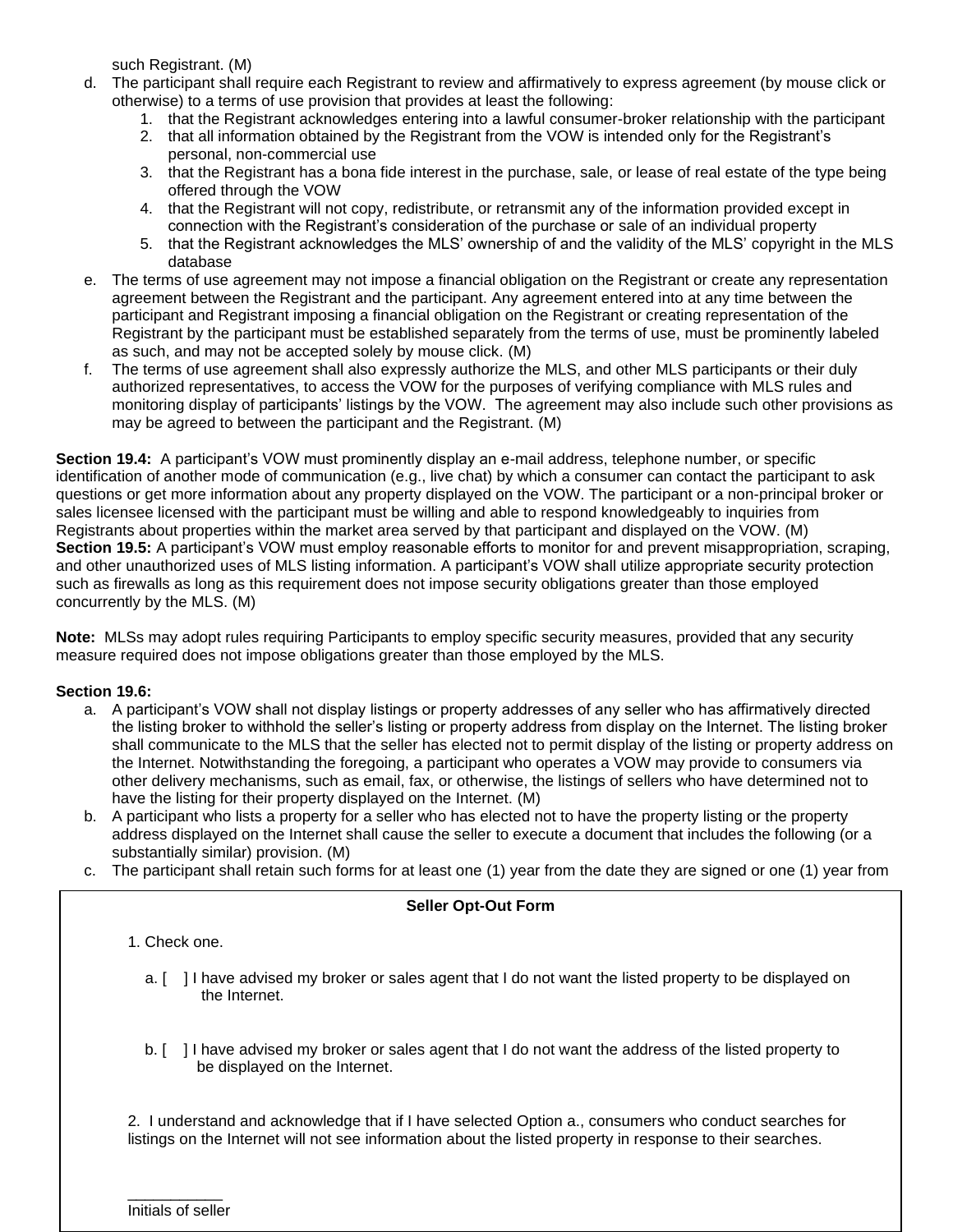such Registrant. (M)

d. The participant shall require each Registrant to review and affirmatively to express agreement (by mouse click or otherwise) to a terms of use provision that provides at least the following:
   1. that the Registrant acknowledges entering into a lawful consumer-broker relationship with the participant
   2. that all information obtained by the Registrant from the VOW is intended only for the Registrant's personal, non-commercial use
   3. that the Registrant has a bona fide interest in the purchase, sale, or lease of real estate of the type being offered through the VOW
   4. that the Registrant will not copy, redistribute, or retransmit any of the information provided except in connection with the Registrant's consideration of the purchase or sale of an individual property
   5. that the Registrant acknowledges the MLS' ownership of and the validity of the MLS' copyright in the MLS database

e. The terms of use agreement may not impose a financial obligation on the Registrant or create any representation agreement between the Registrant and the participant. Any agreement entered into at any time between the participant and Registrant imposing a financial obligation on the Registrant or creating representation of the Registrant by the participant must be established separately from the terms of use, must be prominently labeled as such, and may not be accepted solely by mouse click. (M)

f. The terms of use agreement shall also expressly authorize the MLS, and other MLS participants or their duly authorized representatives, to access the VOW for the purposes of verifying compliance with MLS rules and monitoring display of participants' listings by the VOW. The agreement may also include such other provisions as may be agreed to between the participant and the Registrant. (M)

**Section 19.4:** A participant's VOW must prominently display an e-mail address, telephone number, or specific identification of another mode of communication (e.g., live chat) by which a consumer can contact the participant to ask questions or get more information about any property displayed on the VOW. The participant or a non-principal broker or sales licensee licensed with the participant must be willing and able to respond knowledgeably to inquiries from Registrants about properties within the market area served by that participant and displayed on the VOW. (M)

**Section 19.5:** A participant's VOW must employ reasonable efforts to monitor for and prevent misappropriation, scraping, and other unauthorized uses of MLS listing information. A participant's VOW shall utilize appropriate security protection such as firewalls as long as this requirement does not impose security obligations greater than those employed concurrently by the MLS. (M)

**Note:** MLSs may adopt rules requiring Participants to employ specific security measures, provided that any security measure required does not impose obligations greater than those employed by the MLS.

**Section 19.6:**

a. A participant's VOW shall not display listings or property addresses of any seller who has affirmatively directed the listing broker to withhold the seller's listing or property address from display on the Internet. The listing broker shall communicate to the MLS that the seller has elected not to permit display of the listing or property address on the Internet. Notwithstanding the foregoing, a participant who operates a VOW may provide to consumers via other delivery mechanisms, such as email, fax, or otherwise, the listings of sellers who have determined not to have the listing for their property displayed on the Internet. (M)

b. A participant who lists a property for a seller who has elected not to have the property listing or the property address displayed on the Internet shall cause the seller to execute a document that includes the following (or a substantially similar) provision. (M)

c. The participant shall retain such forms for at least one (1) year from the date they are signed or one (1) year from

**Seller Opt-Out Form**

1. Check one.

   a. [ ] I have advised my broker or sales agent that I do not want the listed property to be displayed on the Internet.

   b. [ ] I have advised my broker or sales agent that I do not want the address of the listed property to be displayed on the Internet.

2. I understand and acknowledge that if I have selected Option a., consumers who conduct searches for listings on the Internet will not see information about the listed property in response to their searches.

___________
Initials of seller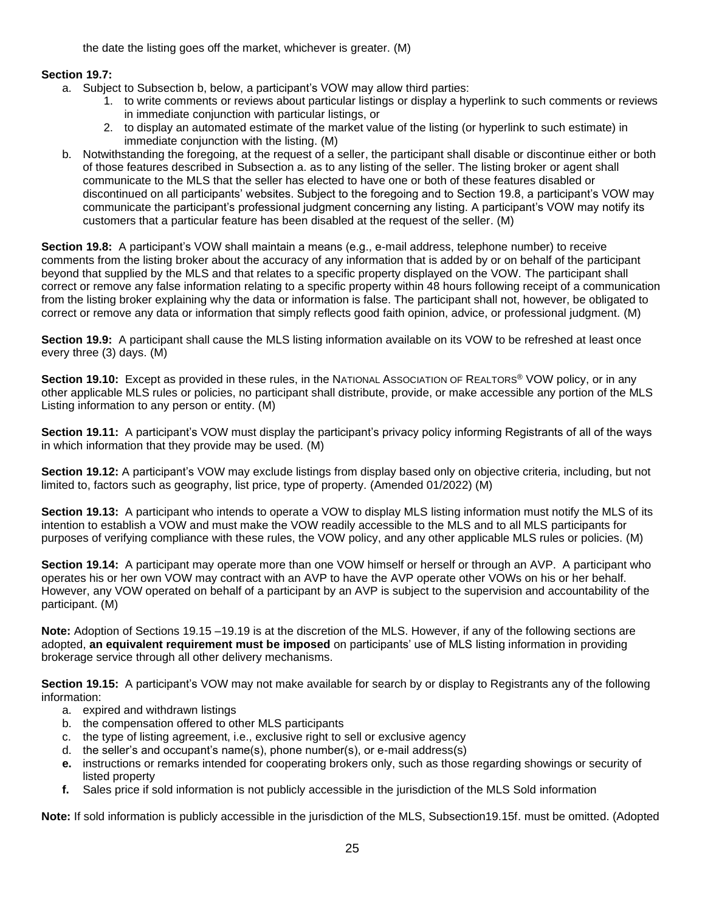the date the listing goes off the market, whichever is greater. (M)

**Section 19.7:**

a. Subject to Subsection b, below, a participant's VOW may allow third parties:
   1. to write comments or reviews about particular listings or display a hyperlink to such comments or reviews in immediate conjunction with particular listings, or
   2. to display an automated estimate of the market value of the listing (or hyperlink to such estimate) in immediate conjunction with the listing. (M)
b. Notwithstanding the foregoing, at the request of a seller, the participant shall disable or discontinue either or both of those features described in Subsection a. as to any listing of the seller. The listing broker or agent shall communicate to the MLS that the seller has elected to have one or both of these features disabled or discontinued on all participants' websites. Subject to the foregoing and to Section 19.8, a participant's VOW may communicate the participant's professional judgment concerning any listing. A participant's VOW may notify its customers that a particular feature has been disabled at the request of the seller. (M)

**Section 19.8:** A participant's VOW shall maintain a means (e.g., e-mail address, telephone number) to receive comments from the listing broker about the accuracy of any information that is added by or on behalf of the participant beyond that supplied by the MLS and that relates to a specific property displayed on the VOW. The participant shall correct or remove any false information relating to a specific property within 48 hours following receipt of a communication from the listing broker explaining why the data or information is false. The participant shall not, however, be obligated to correct or remove any data or information that simply reflects good faith opinion, advice, or professional judgment. (M)

**Section 19.9:** A participant shall cause the MLS listing information available on its VOW to be refreshed at least once every three (3) days. (M)

**Section 19.10:** Except as provided in these rules, in the NATIONAL ASSOCIATION OF REALTORS® VOW policy, or in any other applicable MLS rules or policies, no participant shall distribute, provide, or make accessible any portion of the MLS Listing information to any person or entity. (M)

**Section 19.11:** A participant's VOW must display the participant's privacy policy informing Registrants of all of the ways in which information that they provide may be used. (M)

**Section 19.12:** A participant's VOW may exclude listings from display based only on objective criteria, including, but not limited to, factors such as geography, list price, type of property. (Amended 01/2022) (M)

**Section 19.13:** A participant who intends to operate a VOW to display MLS listing information must notify the MLS of its intention to establish a VOW and must make the VOW readily accessible to the MLS and to all MLS participants for purposes of verifying compliance with these rules, the VOW policy, and any other applicable MLS rules or policies. (M)

**Section 19.14:** A participant may operate more than one VOW himself or herself or through an AVP. A participant who operates his or her own VOW may contract with an AVP to have the AVP operate other VOWs on his or her behalf. However, any VOW operated on behalf of a participant by an AVP is subject to the supervision and accountability of the participant. (M)

**Note:** Adoption of Sections 19.15 –19.19 is at the discretion of the MLS. However, if any of the following sections are adopted, **an equivalent requirement must be imposed** on participants' use of MLS listing information in providing brokerage service through all other delivery mechanisms.

**Section 19.15:** A participant's VOW may not make available for search by or display to Registrants any of the following information:

a. expired and withdrawn listings
b. the compensation offered to other MLS participants
c. the type of listing agreement, i.e., exclusive right to sell or exclusive agency
d. the seller's and occupant's name(s), phone number(s), or e-mail address(s)
**e.** instructions or remarks intended for cooperating brokers only, such as those regarding showings or security of listed property
**f.** Sales price if sold information is not publicly accessible in the jurisdiction of the MLS Sold information

**Note:** If sold information is publicly accessible in the jurisdiction of the MLS, Subsection19.15f. must be omitted. (Adopted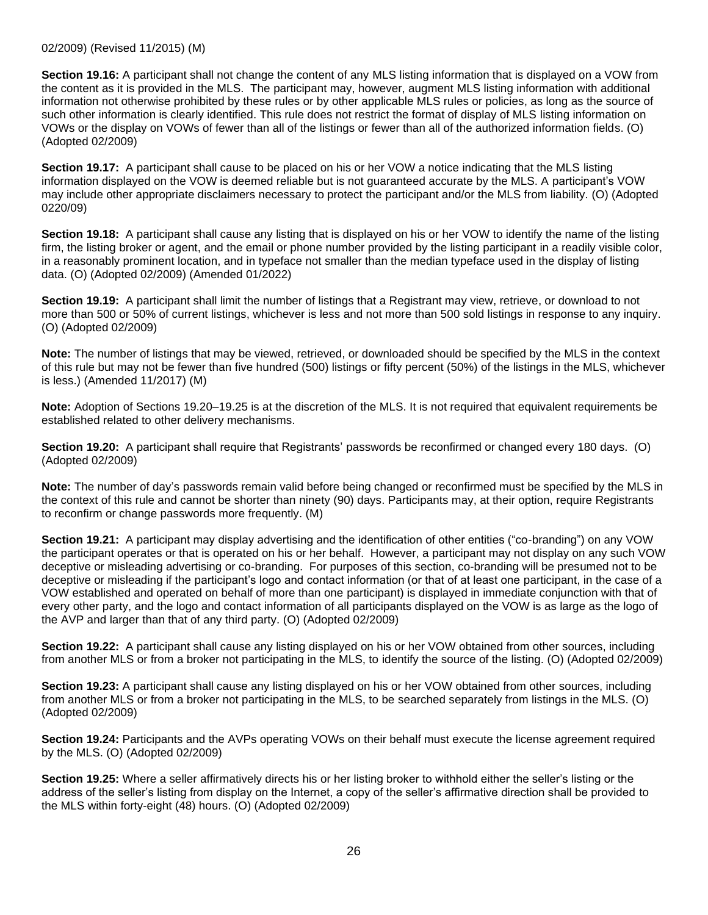02/2009) (Revised 11/2015) (M)

**Section 19.16:** A participant shall not change the content of any MLS listing information that is displayed on a VOW from the content as it is provided in the MLS. The participant may, however, augment MLS listing information with additional information not otherwise prohibited by these rules or by other applicable MLS rules or policies, as long as the source of such other information is clearly identified. This rule does not restrict the format of display of MLS listing information on VOWs or the display on VOWs of fewer than all of the listings or fewer than all of the authorized information fields. (O) (Adopted 02/2009)

**Section 19.17:** A participant shall cause to be placed on his or her VOW a notice indicating that the MLS listing information displayed on the VOW is deemed reliable but is not guaranteed accurate by the MLS. A participant's VOW may include other appropriate disclaimers necessary to protect the participant and/or the MLS from liability. (O) (Adopted 0220/09)

**Section 19.18:** A participant shall cause any listing that is displayed on his or her VOW to identify the name of the listing firm, the listing broker or agent, and the email or phone number provided by the listing participant in a readily visible color, in a reasonably prominent location, and in typeface not smaller than the median typeface used in the display of listing data. (O) (Adopted 02/2009) (Amended 01/2022)

**Section 19.19:** A participant shall limit the number of listings that a Registrant may view, retrieve, or download to not more than 500 or 50% of current listings, whichever is less and not more than 500 sold listings in response to any inquiry. (O) (Adopted 02/2009)

**Note:** The number of listings that may be viewed, retrieved, or downloaded should be specified by the MLS in the context of this rule but may not be fewer than five hundred (500) listings or fifty percent (50%) of the listings in the MLS, whichever is less.) (Amended 11/2017) (M)

**Note:** Adoption of Sections 19.20–19.25 is at the discretion of the MLS. It is not required that equivalent requirements be established related to other delivery mechanisms.

**Section 19.20:** A participant shall require that Registrants' passwords be reconfirmed or changed every 180 days. (O) (Adopted 02/2009)

**Note:** The number of day's passwords remain valid before being changed or reconfirmed must be specified by the MLS in the context of this rule and cannot be shorter than ninety (90) days. Participants may, at their option, require Registrants to reconfirm or change passwords more frequently. (M)

**Section 19.21:** A participant may display advertising and the identification of other entities ("co-branding") on any VOW the participant operates or that is operated on his or her behalf. However, a participant may not display on any such VOW deceptive or misleading advertising or co-branding. For purposes of this section, co-branding will be presumed not to be deceptive or misleading if the participant's logo and contact information (or that of at least one participant, in the case of a VOW established and operated on behalf of more than one participant) is displayed in immediate conjunction with that of every other party, and the logo and contact information of all participants displayed on the VOW is as large as the logo of the AVP and larger than that of any third party. (O) (Adopted 02/2009)

**Section 19.22:** A participant shall cause any listing displayed on his or her VOW obtained from other sources, including from another MLS or from a broker not participating in the MLS, to identify the source of the listing. (O) (Adopted 02/2009)

**Section 19.23:** A participant shall cause any listing displayed on his or her VOW obtained from other sources, including from another MLS or from a broker not participating in the MLS, to be searched separately from listings in the MLS. (O) (Adopted 02/2009)

**Section 19.24:** Participants and the AVPs operating VOWs on their behalf must execute the license agreement required by the MLS. (O) (Adopted 02/2009)

**Section 19.25:** Where a seller affirmatively directs his or her listing broker to withhold either the seller's listing or the address of the seller's listing from display on the Internet, a copy of the seller's affirmative direction shall be provided to the MLS within forty-eight (48) hours. (O) (Adopted 02/2009)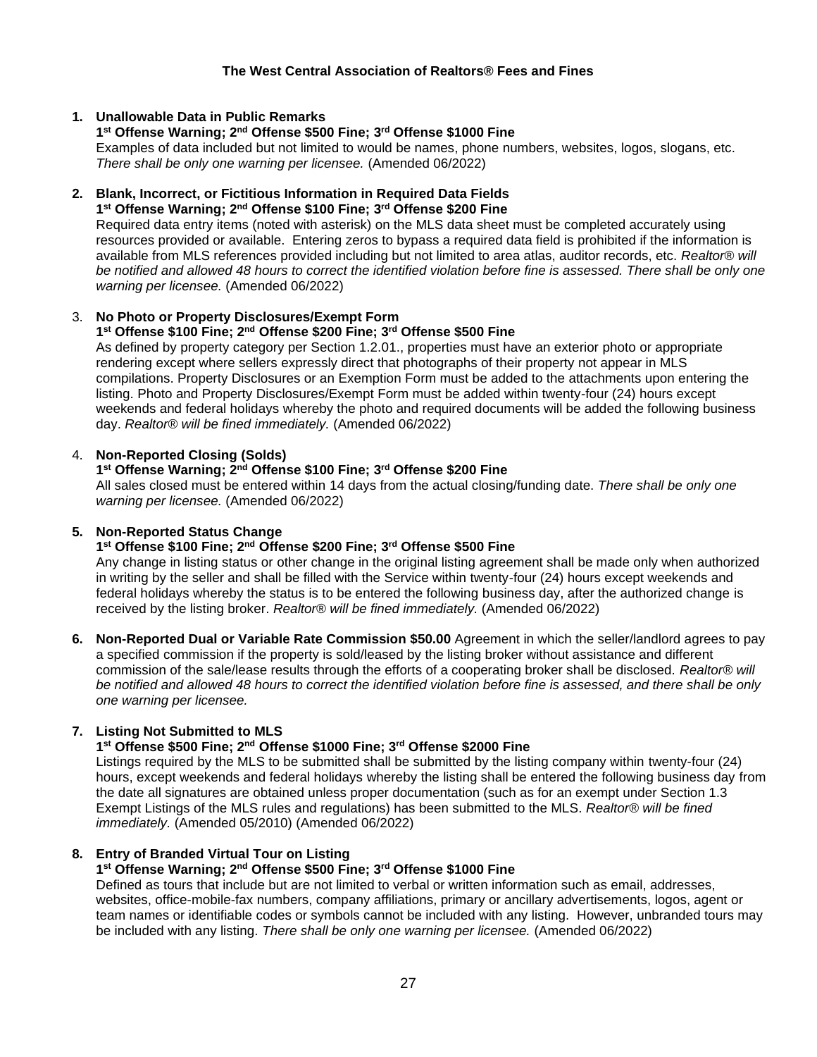**The West Central Association of Realtors® Fees and Fines**

1. **Unallowable Data in Public Remarks**
   **1st Offense Warning; 2nd Offense $500 Fine; 3rd Offense $1000 Fine**
   Examples of data included but not limited to would be names, phone numbers, websites, logos, slogans, etc. *There shall be only one warning per licensee.* (Amended 06/2022)

2. **Blank, Incorrect, or Fictitious Information in Required Data Fields**
   **1st Offense Warning; 2nd Offense $100 Fine; 3rd Offense $200 Fine**
   Required data entry items (noted with asterisk) on the MLS data sheet must be completed accurately using resources provided or available. Entering zeros to bypass a required data field is prohibited if the information is available from MLS references provided including but not limited to area atlas, auditor records, etc. *Realtor® will be notified and allowed 48 hours to correct the identified violation before fine is assessed. There shall be only one warning per licensee.* (Amended 06/2022)

3. **No Photo or Property Disclosures/Exempt Form**
   **1st Offense $100 Fine; 2nd Offense $200 Fine; 3rd Offense $500 Fine**
   As defined by property category per Section 1.2.01., properties must have an exterior photo or appropriate rendering except where sellers expressly direct that photographs of their property not appear in MLS compilations. Property Disclosures or an Exemption Form must be added to the attachments upon entering the listing. Photo and Property Disclosures/Exempt Form must be added within twenty-four (24) hours except weekends and federal holidays whereby the photo and required documents will be added the following business day. *Realtor® will be fined immediately.* (Amended 06/2022)

4. **Non-Reported Closing (Solds)**
   **1st Offense Warning; 2nd Offense $100 Fine; 3rd Offense $200 Fine**
   All sales closed must be entered within 14 days from the actual closing/funding date. *There shall be only one warning per licensee.* (Amended 06/2022)

5. **Non-Reported Status Change**
   **1st Offense $100 Fine; 2nd Offense $200 Fine; 3rd Offense $500 Fine**
   Any change in listing status or other change in the original listing agreement shall be made only when authorized in writing by the seller and shall be filled with the Service within twenty-four (24) hours except weekends and federal holidays whereby the status is to be entered the following business day, after the authorized change is received by the listing broker. *Realtor® will be fined immediately.* (Amended 06/2022)

6. **Non-Reported Dual or Variable Rate Commission $50.00** Agreement in which the seller/landlord agrees to pay a specified commission if the property is sold/leased by the listing broker without assistance and different commission of the sale/lease results through the efforts of a cooperating broker shall be disclosed. *Realtor® will be notified and allowed 48 hours to correct the identified violation before fine is assessed, and there shall be only one warning per licensee.*

7. **Listing Not Submitted to MLS**
   **1st Offense $500 Fine; 2nd Offense $1000 Fine; 3rd Offense $2000 Fine**
   Listings required by the MLS to be submitted shall be submitted by the listing company within twenty-four (24) hours, except weekends and federal holidays whereby the listing shall be entered the following business day from the date all signatures are obtained unless proper documentation (such as for an exempt under Section 1.3 Exempt Listings of the MLS rules and regulations) has been submitted to the MLS. *Realtor® will be fined immediately.* (Amended 05/2010) (Amended 06/2022)

8. **Entry of Branded Virtual Tour on Listing**
   **1st Offense Warning; 2nd Offense $500 Fine; 3rd Offense $1000 Fine**
   Defined as tours that include but are not limited to verbal or written information such as email, addresses, websites, office-mobile-fax numbers, company affiliations, primary or ancillary advertisements, logos, agent or team names or identifiable codes or symbols cannot be included with any listing. However, unbranded tours may be included with any listing. *There shall be only one warning per licensee.* (Amended 06/2022)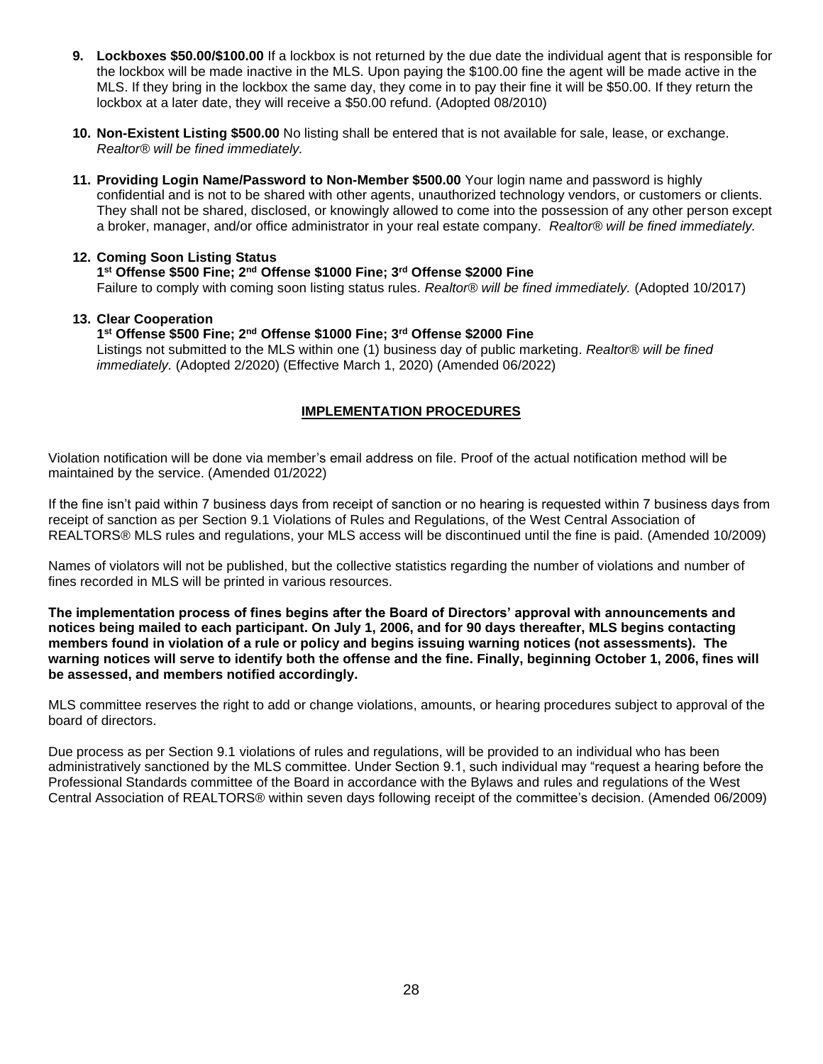9. **Lockboxes $50.00/$100.00** If a lockbox is not returned by the due date the individual agent that is responsible for the lockbox will be made inactive in the MLS. Upon paying the $100.00 fine the agent will be made active in the MLS. If they bring in the lockbox the same day, they come in to pay their fine it will be $50.00. If they return the lockbox at a later date, they will receive a $50.00 refund. (Adopted 08/2010)

10. **Non-Existent Listing $500.00** No listing shall be entered that is not available for sale, lease, or exchange. *Realtor® will be fined immediately.*

11. **Providing Login Name/Password to Non-Member $500.00** Your login name and password is highly confidential and is not to be shared with other agents, unauthorized technology vendors, or customers or clients. They shall not be shared, disclosed, or knowingly allowed to come into the possession of any other person except a broker, manager, and/or office administrator in your real estate company. *Realtor® will be fined immediately.*

12. **Coming Soon Listing Status**
    **1st Offense $500 Fine; 2nd Offense $1000 Fine; 3rd Offense $2000 Fine**
    Failure to comply with coming soon listing status rules. *Realtor® will be fined immediately.* (Adopted 10/2017)

13. **Clear Cooperation**
    **1st Offense $500 Fine; 2nd Offense $1000 Fine; 3rd Offense $2000 Fine**
    Listings not submitted to the MLS within one (1) business day of public marketing. *Realtor® will be fined immediately.* (Adopted 2/2020) (Effective March 1, 2020) (Amended 06/2022)

## IMPLEMENTATION PROCEDURES

Violation notification will be done via member's email address on file. Proof of the actual notification method will be maintained by the service. (Amended 01/2022)

If the fine isn't paid within 7 business days from receipt of sanction or no hearing is requested within 7 business days from receipt of sanction as per Section 9.1 Violations of Rules and Regulations, of the West Central Association of REALTORS® MLS rules and regulations, your MLS access will be discontinued until the fine is paid. (Amended 10/2009)

Names of violators will not be published, but the collective statistics regarding the number of violations and number of fines recorded in MLS will be printed in various resources.

**The implementation process of fines begins after the Board of Directors' approval with announcements and notices being mailed to each participant. On July 1, 2006, and for 90 days thereafter, MLS begins contacting members found in violation of a rule or policy and begins issuing warning notices (not assessments). The warning notices will serve to identify both the offense and the fine. Finally, beginning October 1, 2006, fines will be assessed, and members notified accordingly.**

MLS committee reserves the right to add or change violations, amounts, or hearing procedures subject to approval of the board of directors.

Due process as per Section 9.1 violations of rules and regulations, will be provided to an individual who has been administratively sanctioned by the MLS committee. Under Section 9.1, such individual may "request a hearing before the Professional Standards committee of the Board in accordance with the Bylaws and rules and regulations of the West Central Association of REALTORS® within seven days following receipt of the committee's decision. (Amended 06/2009)